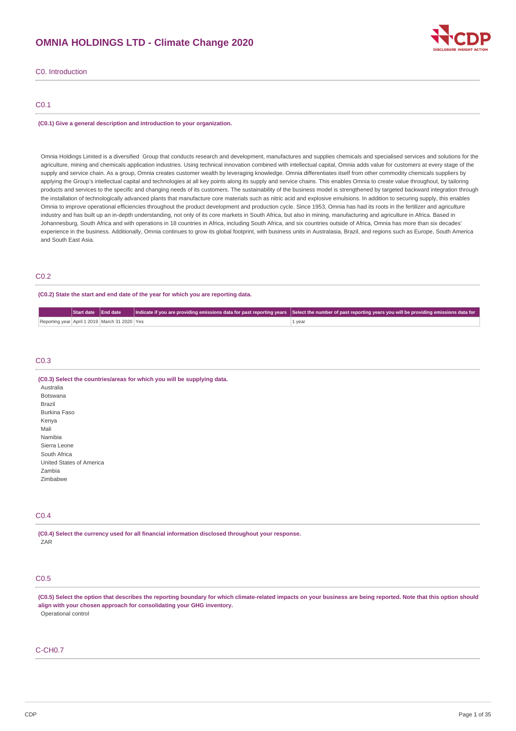# OMNIA HOLDINGS LTD - Climate Change 2020

## C0. Introduction

### C0.1

**(C0.1) Give a general description and introduction to your organization.**

Omnia Holdings Limited is a diversified Group that conducts research and development, manufactures and supplies chemicals and specialised services and solutions for the agriculture, mining and chemicals application industries. Using technical innovation combined with intellectual capital, Omnia adds value for customers at every stage of the supply and service chain. As a group, Omnia creates customer wealth by leveraging knowledge. Omnia differentiates itself from other commodity chemicals suppliers by applying the Group's intellectual capital and technologies at all key points along its supply and service chains. This enables Omnia to create value throughout, by tailoring products and services to the specific and changing needs of its customers. The sustainability of the business model is strengthened by targeted backward integration through the installation of technologically advanced plants that manufacture core materials such as nitric acid and explosive emulsions. In addition to securing supply, this enables Omnia to improve operational efficiencies throughout the product development and production cycle. Since 1953, Omnia has had its roots in the fertilizer and agriculture industry and has built up an in-depth understanding, not only of its core markets in South Africa, but also in mining, manufacturing and agriculture in Africa. Based in Johannesburg, South Africa and with operations in 18 countries in Africa, including South Africa, and six countries outside of Africa, Omnia has more than six decades' experience in the business. Additionally, Omnia continues to grow its global footprint, with business units in Australasia, Brazil, and regions such as Europe, South America and South East Asia.

### C0.2

**(C0.2) State the start and end date of the year for which you are reporting data.**

| | Start date | End date | Indicate if you are providing emissions data for past reporting years | Select the number of past reporting years you will be providing emissions data for |
|---|---|---|---|---|
| Reporting year | April 1 2019 | March 31 2020 | Yes | 1 year |

### C0.3

**(C0.3) Select the countries/areas for which you will be supplying data.**

Australia
Botswana
Brazil
Burkina Faso
Kenya
Mali
Namibia
Sierra Leone
South Africa
United States of America
Zambia
Zimbabwe

### C0.4

**(C0.4) Select the currency used for all financial information disclosed throughout your response.**

ZAR

### C0.5

**(C0.5) Select the option that describes the reporting boundary for which climate-related impacts on your business are being reported. Note that this option should align with your chosen approach for consolidating your GHG inventory.**

Operational control

### C-CH0.7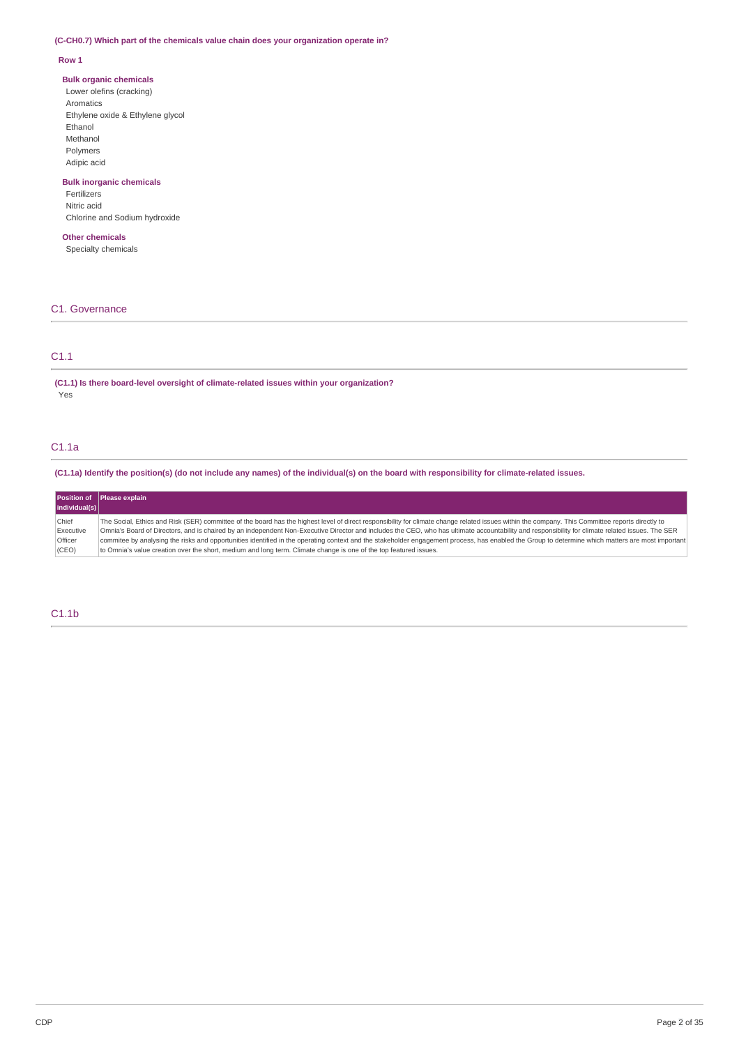**(C-CH0.7) Which part of the chemicals value chain does your organization operate in?**

**Row 1**

**Bulk organic chemicals**
Lower olefins (cracking)
Aromatics
Ethylene oxide & Ethylene glycol
Ethanol
Methanol
Polymers
Adipic acid

**Bulk inorganic chemicals**
Fertilizers
Nitric acid
Chlorine and Sodium hydroxide

**Other chemicals**
Specialty chemicals

## C1. Governance

### C1.1

**(C1.1) Is there board-level oversight of climate-related issues within your organization?**
Yes

### C1.1a

**(C1.1a) Identify the position(s) (do not include any names) of the individual(s) on the board with responsibility for climate-related issues.**

| Position of individual(s) | Please explain |
|---|---|
| Chief Executive Officer (CEO) | The Social, Ethics and Risk (SER) committee of the board has the highest level of direct responsibility for climate change related issues within the company. This Committee reports directly to Omnia's Board of Directors, and is chaired by an independent Non-Executive Director and includes the CEO, who has ultimate accountability and responsibility for climate related issues. The SER commitee by analysing the risks and opportunities identified in the operating context and the stakeholder engagement process, has enabled the Group to determine which matters are most important to Omnia's value creation over the short, medium and long term. Climate change is one of the top featured issues. |

### C1.1b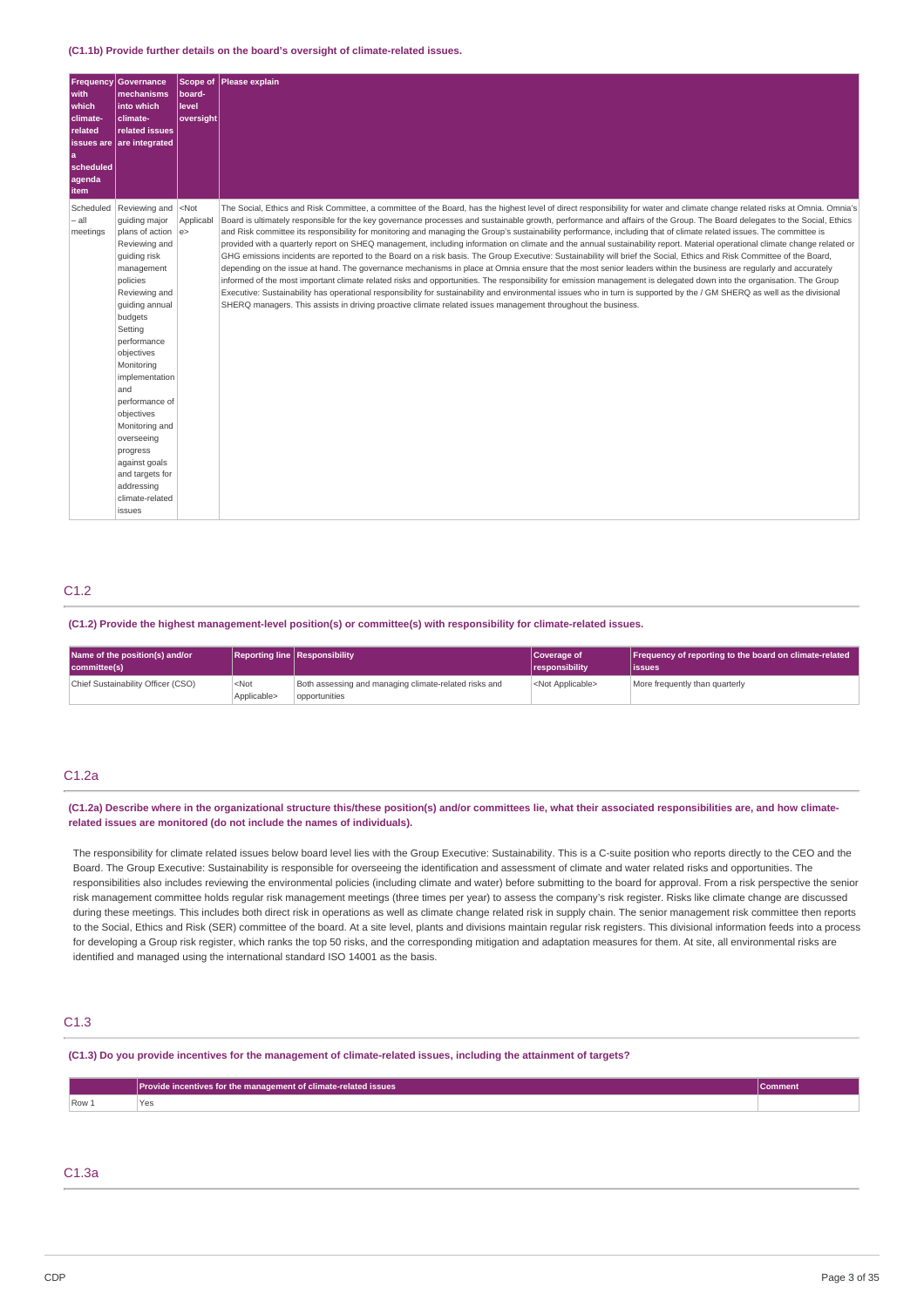**(C1.1b) Provide further details on the board's oversight of climate-related issues.**

| Frequency with which climate-related issues are a scheduled agenda item | Governance mechanisms into which climate-related issues are integrated | Scope of board-level oversight | Please explain |
|---|---|---|---|
| Scheduled – all meetings | Reviewing and guiding major plans of action Reviewing and guiding risk management policies Reviewing and guiding annual budgets Setting performance objectives Monitoring implementation and performance of objectives Monitoring and overseeing progress against goals and targets for addressing climate-related issues | <Not Applicable> | The Social, Ethics and Risk Committee, a committee of the Board, has the highest level of direct responsibility for water and climate change related risks at Omnia. Omnia's Board is ultimately responsible for the key governance processes and sustainable growth, performance and affairs of the Group. The Board delegates to the Social, Ethics and Risk committee its responsibility for monitoring and managing the Group's sustainability performance, including that of climate related issues. The committee is provided with a quarterly report on SHEQ management, including information on climate and the annual sustainability report. Material operational climate change related or GHG emissions incidents are reported to the Board on a risk basis. The Group Executive: Sustainability will brief the Social, Ethics and Risk Committee of the Board, depending on the issue at hand. The governance mechanisms in place at Omnia ensure that the most senior leaders within the business are regularly and accurately informed of the most important climate related risks and opportunities. The responsibility for emission management is delegated down into the organisation. The Group Executive: Sustainability has operational responsibility for sustainability and environmental issues who in turn is supported by the / GM SHERQ as well as the divisional SHERQ managers. This assists in driving proactive climate related issues management throughout the business. |

## C1.2

**(C1.2) Provide the highest management-level position(s) or committee(s) with responsibility for climate-related issues.**

| Name of the position(s) and/or committee(s) | Reporting line | Responsibility | Coverage of responsibility | Frequency of reporting to the board on climate-related issues |
|---|---|---|---|---|
| Chief Sustainability Officer (CSO) | <Not Applicable> | Both assessing and managing climate-related risks and opportunities | <Not Applicable> | More frequently than quarterly |

## C1.2a

**(C1.2a) Describe where in the organizational structure this/these position(s) and/or committees lie, what their associated responsibilities are, and how climate-related issues are monitored (do not include the names of individuals).**

The responsibility for climate related issues below board level lies with the Group Executive: Sustainability. This is a C-suite position who reports directly to the CEO and the Board. The Group Executive: Sustainability is responsible for overseeing the identification and assessment of climate and water related risks and opportunities. The responsibilities also includes reviewing the environmental policies (including climate and water) before submitting to the board for approval. From a risk perspective the senior risk management committee holds regular risk management meetings (three times per year) to assess the company's risk register. Risks like climate change are discussed during these meetings. This includes both direct risk in operations as well as climate change related risk in supply chain. The senior management risk committee then reports to the Social, Ethics and Risk (SER) committee of the board. At a site level, plants and divisions maintain regular risk registers. This divisional information feeds into a process for developing a Group risk register, which ranks the top 50 risks, and the corresponding mitigation and adaptation measures for them. At site, all environmental risks are identified and managed using the international standard ISO 14001 as the basis.

## C1.3

**(C1.3) Do you provide incentives for the management of climate-related issues, including the attainment of targets?**

| | Provide incentives for the management of climate-related issues | Comment |
|---|---|---|
| Row 1 | Yes | |

## C1.3a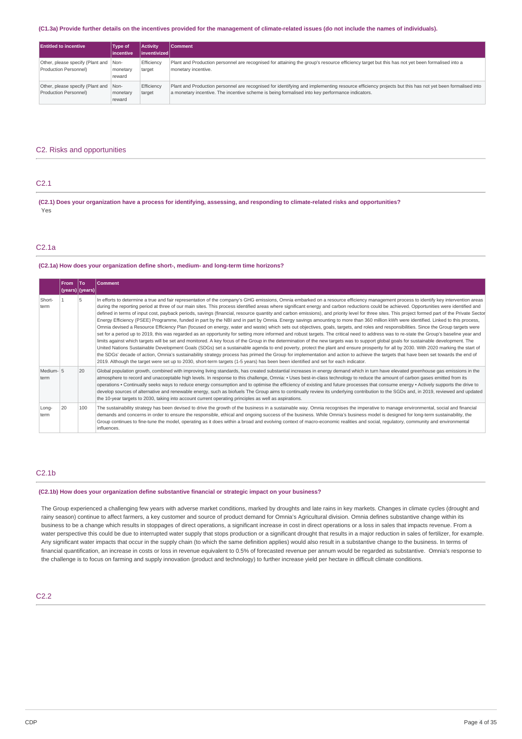**(C1.3a) Provide further details on the incentives provided for the management of climate-related issues (do not include the names of individuals).**

| Entitled to incentive | Type of incentive | Activity inventivized | Comment |
|---|---|---|---|
| Other, please specify (Plant and Production Personnel) | Non-monetary reward | Efficiency target | Plant and Production personnel are recognised for attaining the group's resource efficiency target but this has not yet been formalised into a monetary incentive. |
| Other, please specify (Plant and Production Personnel) | Non-monetary reward | Efficiency target | Plant and Production personnel are recognised for identifying and implementing resource efficiency projects but this has not yet been formalised into a monetary incentive. The incentive scheme is being formalised into key performance indicators. |

## C2. Risks and opportunities

### C2.1

**(C2.1) Does your organization have a process for identifying, assessing, and responding to climate-related risks and opportunities?**

Yes

### C2.1a

**(C2.1a) How does your organization define short-, medium- and long-term time horizons?**

| | From (years) | To (years) | Comment |
|---|---|---|---|
| Short-term | 1 | 5 | In efforts to determine a true and fair representation of the company's GHG emissions, Omnia embarked on a resource efficiency management process to identify key intervention areas during the reporting period at three of our main sites. This process identified areas where significant energy and carbon reductions could be achieved. Opportunities were identified and defined in terms of input cost, payback periods, savings (financial, resource quantity and carbon emissions), and priority level for three sites. This project formed part of the Private Sector Energy Efficiency (PSEE) Programme, funded in part by the NBI and in part by Omnia. Energy savings amounting to more than 360 million kWh were identified. Linked to this process, Omnia devised a Resource Efficiency Plan (focused on energy, water and waste) which sets out objectives, goals, targets, and roles and responsibilities. Since the Group targets were set for a period up to 2019, this was regarded as an opportunity for setting more informed and robust targets. The critical need to address was to re-state the Group's baseline year and limits against which targets will be set and monitored. A key focus of the Group in the determination of the new targets was to support global goals for sustainable development. The United Nations Sustainable Development Goals (SDGs) set a sustainable agenda to end poverty, protect the plant and ensure prosperity for all by 2030. With 2020 marking the start of the SDGs' decade of action, Omnia's sustainability strategy process has primed the Group for implementation and action to achieve the targets that have been set towards the end of 2019. Although the target were set up to 2030, short-term targets (1-5 years) has been been identified and set for each indicator. |
| Medium-term | 5 | 20 | Global population growth, combined with improving living standards, has created substantial increases in energy demand which in turn have elevated greenhouse gas emissions in the atmosphere to record and unacceptable high levels. In response to this challenge, Omnia: • Uses best-in-class technology to reduce the amount of carbon gases emitted from its operations • Continually seeks ways to reduce energy consumption and to optimise the efficiency of existing and future processes that consume energy • Actively supports the drive to develop sources of alternative and renewable energy, such as biofuels The Group aims to continually review its underlying contribution to the SGDs and, in 2019, reviewed and updated the 10-year targets to 2030, taking into account current operating principles as well as aspirations. |
| Long-term | 20 | 100 | The sustainability strategy has been devised to drive the growth of the business in a sustainable way. Omnia recognises the imperative to manage environmental, social and financial demands and concerns in order to ensure the responsible, ethical and ongoing success of the business. While Omnia's business model is designed for long-term sustainability, the Group continues to fine-tune the model, operating as it does within a broad and evolving context of macro-economic realities and social, regulatory, community and environmental influences. |

### C2.1b

**(C2.1b) How does your organization define substantive financial or strategic impact on your business?**

The Group experienced a challenging few years with adverse market conditions, marked by droughts and late rains in key markets. Changes in climate cycles (drought and rainy season) continue to affect farmers, a key customer and source of product demand for Omnia's Agricultural division. Omnia defines substantive change within its business to be a change which results in stoppages of direct operations, a significant increase in cost in direct operations or a loss in sales that impacts revenue. From a water perspective this could be due to interrupted water supply that stops production or a significant drought that results in a major reduction in sales of fertilizer, for example. Any significant water impacts that occur in the supply chain (to which the same definition applies) would also result in a substantive change to the business. In terms of financial quantification, an increase in costs or loss in revenue equivalent to 0.5% of forecasted revenue per annum would be regarded as substantive. Omnia's response to the challenge is to focus on farming and supply innovation (product and technology) to further increase yield per hectare in difficult climate conditions.

### C2.2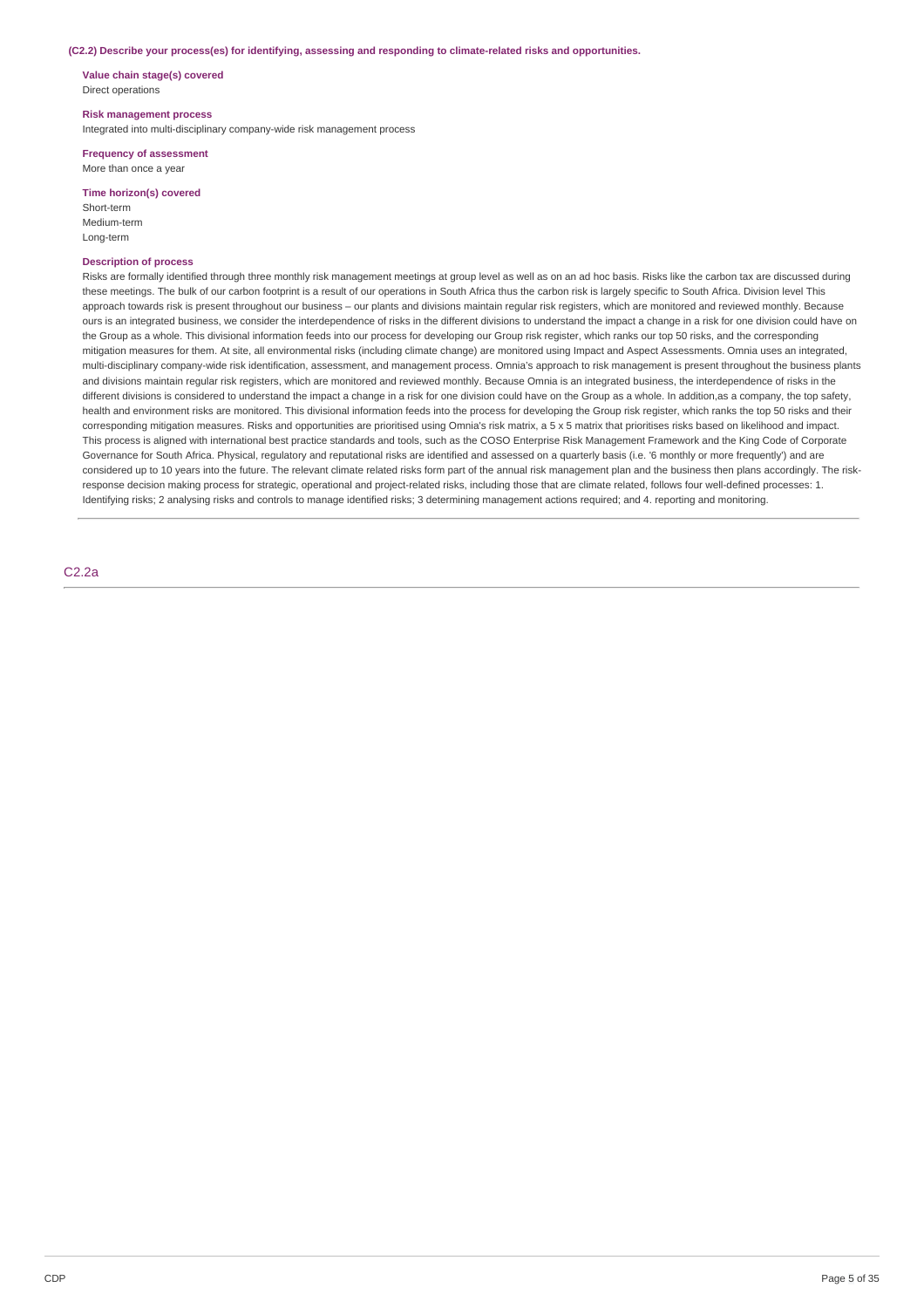**(C2.2) Describe your process(es) for identifying, assessing and responding to climate-related risks and opportunities.**

**Value chain stage(s) covered**
Direct operations

**Risk management process**
Integrated into multi-disciplinary company-wide risk management process

**Frequency of assessment**
More than once a year

**Time horizon(s) covered**
Short-term
Medium-term
Long-term

**Description of process**
Risks are formally identified through three monthly risk management meetings at group level as well as on an ad hoc basis. Risks like the carbon tax are discussed during these meetings. The bulk of our carbon footprint is a result of our operations in South Africa thus the carbon risk is largely specific to South Africa. Division level This approach towards risk is present throughout our business – our plants and divisions maintain regular risk registers, which are monitored and reviewed monthly. Because ours is an integrated business, we consider the interdependence of risks in the different divisions to understand the impact a change in a risk for one division could have on the Group as a whole. This divisional information feeds into our process for developing our Group risk register, which ranks our top 50 risks, and the corresponding mitigation measures for them. At site, all environmental risks (including climate change) are monitored using Impact and Aspect Assessments. Omnia uses an integrated, multi-disciplinary company-wide risk identification, assessment, and management process. Omnia's approach to risk management is present throughout the business plants and divisions maintain regular risk registers, which are monitored and reviewed monthly. Because Omnia is an integrated business, the interdependence of risks in the different divisions is considered to understand the impact a change in a risk for one division could have on the Group as a whole. In addition,as a company, the top safety, health and environment risks are monitored. This divisional information feeds into the process for developing the Group risk register, which ranks the top 50 risks and their corresponding mitigation measures. Risks and opportunities are prioritised using Omnia's risk matrix, a 5 x 5 matrix that prioritises risks based on likelihood and impact. This process is aligned with international best practice standards and tools, such as the COSO Enterprise Risk Management Framework and the King Code of Corporate Governance for South Africa. Physical, regulatory and reputational risks are identified and assessed on a quarterly basis (i.e. '6 monthly or more frequently') and are considered up to 10 years into the future. The relevant climate related risks form part of the annual risk management plan and the business then plans accordingly. The risk-response decision making process for strategic, operational and project-related risks, including those that are climate related, follows four well-defined processes: 1. Identifying risks; 2 analysing risks and controls to manage identified risks; 3 determining management actions required; and 4. reporting and monitoring.

## C2.2a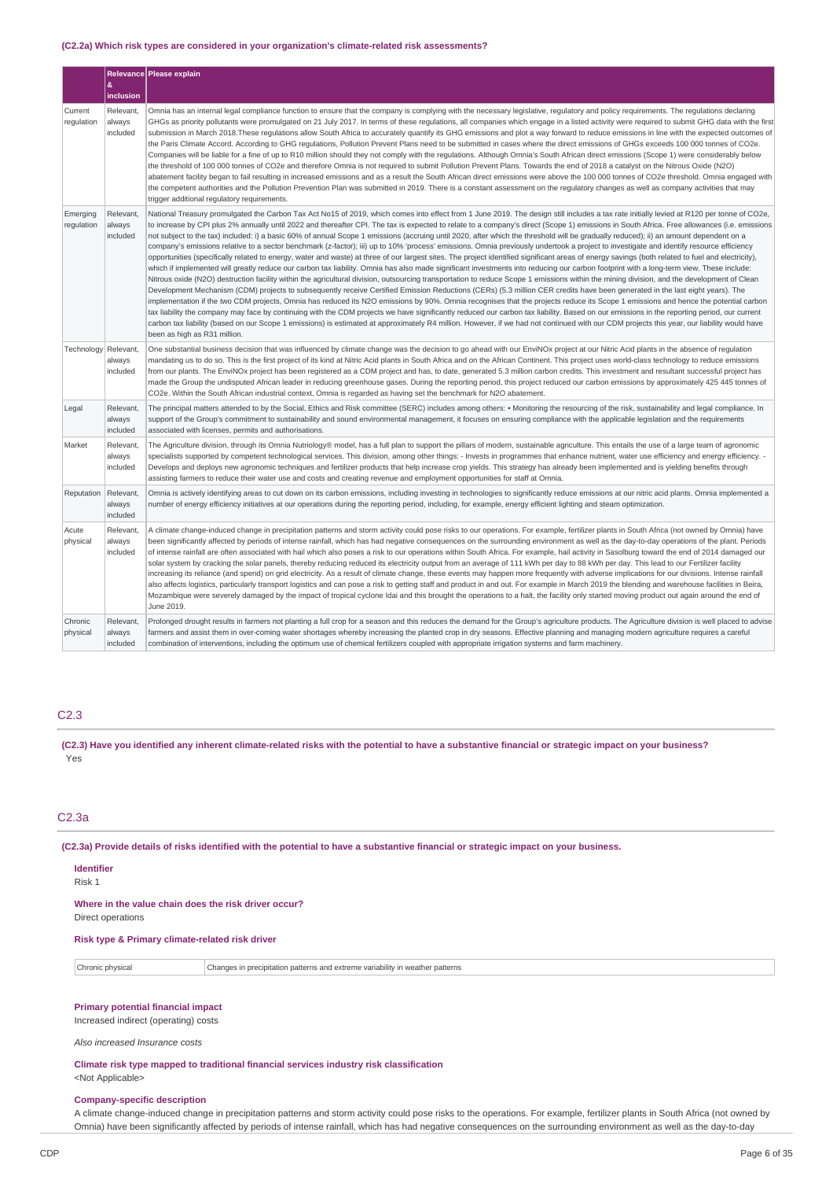#### (C2.2a) Which risk types are considered in your organization's climate-related risk assessments?

| | Relevance & inclusion | Please explain |
|---|---|---|
| Current regulation | Relevant, always included | Omnia has an internal legal compliance function to ensure that the company is complying with the necessary legislative, regulatory and policy requirements. The regulations declaring GHGs as priority pollutants were promulgated on 21 July 2017. In terms of these regulations, all companies which engage in a listed activity were required to submit GHG data with the first submission in March 2018.These regulations allow South Africa to accurately quantify its GHG emissions and plot a way forward to reduce emissions in line with the expected outcomes of the Paris Climate Accord. According to GHG regulations, Pollution Prevent Plans need to be submitted in cases where the direct emissions of GHGs exceeds 100 000 tonnes of CO2e. Companies will be liable for a fine of up to R10 million should they not comply with the regulations. Although Omnia's South African direct emissions (Scope 1) were considerably below the threshold of 100 000 tonnes of CO2e and therefore Omnia is not required to submit Pollution Prevent Plans. Towards the end of 2018 a catalyst on the Nitrous Oxide (N2O) abatement facility began to fail resulting in increased emissions and as a result the South African direct emissions were above the 100 000 tonnes of CO2e threshold. Omnia engaged with the competent authorities and the Pollution Prevention Plan was submitted in 2019. There is a constant assessment on the regulatory changes as well as company activities that may trigger additional regulatory requirements. |
| Emerging regulation | Relevant, always included | National Treasury promulgated the Carbon Tax Act No15 of 2019, which comes into effect from 1 June 2019. The design still includes a tax rate initially levied at R120 per tonne of CO2e, to increase by CPI plus 2% annually until 2022 and thereafter CPI. The tax is expected to relate to a company's direct (Scope 1) emissions in South Africa. Free allowances (i.e. emissions not subject to the tax) included: i) a basic 60% of annual Scope 1 emissions (accruing until 2020, after which the threshold will be gradually reduced); ii) an amount dependent on a company's emissions relative to a sector benchmark (z-factor); iii) up to 10% 'process' emissions. Omnia previously undertook a project to investigate and identify resource efficiency opportunities (specifically related to energy, water and waste) at three of our largest sites. The project identified significant areas of energy savings (both related to fuel and electricity), which if implemented will greatly reduce our carbon tax liability. Omnia has also made significant investments into reducing our carbon footprint with a long-term view. These include: Nitrous oxide (N2O) destruction facility within the agricultural division, outsourcing transportation to reduce Scope 1 emissions within the mining division, and the development of Clean Development Mechanism (CDM) projects to subsequently receive Certified Emission Reductions (CERs) (5.3 million CER credits have been generated in the last eight years). The implementation if the two CDM projects, Omnia has reduced its N2O emissions by 90%. Omnia recognises that the projects reduce its Scope 1 emissions and hence the potential carbon tax liability the company may face by continuing with the CDM projects we have significantly reduced our carbon tax liability. Based on our emissions in the reporting period, our current carbon tax liability (based on our Scope 1 emissions) is estimated at approximately R4 million. However, if we had not continued with our CDM projects this year, our liability would have been as high as R31 million. |
| Technology | Relevant, always included | One substantial business decision that was influenced by climate change was the decision to go ahead with our EnviNOx project at our Nitric Acid plants in the absence of regulation mandating us to do so. This is the first project of its kind at Nitric Acid plants in South Africa and on the African Continent. This project uses world-class technology to reduce emissions from our plants. The EnviNOx project has been registered as a CDM project and has, to date, generated 5.3 million carbon credits. This investment and resultant successful project has made the Group the undisputed African leader in reducing greenhouse gases. During the reporting period, this project reduced our carbon emissions by approximately 425 445 tonnes of CO2e. Within the South African industrial context, Omnia is regarded as having set the benchmark for N2O abatement. |
| Legal | Relevant, always included | The principal matters attended to by the Social, Ethics and Risk committee (SERC) includes among others: • Monitoring the resourcing of the risk, sustainability and legal compliance. In support of the Group's commitment to sustainability and sound environmental management, it focuses on ensuring compliance with the applicable legislation and the requirements associated with licenses, permits and authorisations. |
| Market | Relevant, always included | The Agriculture division, through its Omnia Nutriology® model, has a full plan to support the pillars of modern, sustainable agriculture. This entails the use of a large team of agronomic specialists supported by competent technological services. This division, among other things: - Invests in programmes that enhance nutrient, water use efficiency and energy efficiency. - Develops and deploys new agronomic techniques and fertilizer products that help increase crop yields. This strategy has already been implemented and is yielding benefits through assisting farmers to reduce their water use and costs and creating revenue and employment opportunities for staff at Omnia. |
| Reputation | Relevant, always included | Omnia is actively identifying areas to cut down on its carbon emissions, including investing in technologies to significantly reduce emissions at our nitric acid plants. Omnia implemented a number of energy efficiency initiatives at our operations during the reporting period, including, for example, energy efficient lighting and steam optimization. |
| Acute physical | Relevant, always included | A climate change-induced change in precipitation patterns and storm activity could pose risks to our operations. For example, fertilizer plants in South Africa (not owned by Omnia) have been significantly affected by periods of intense rainfall, which has had negative consequences on the surrounding environment as well as the day-to-day operations of the plant. Periods of intense rainfall are often associated with hail which also poses a risk to our operations within South Africa. For example, hail activity in Sasolburg toward the end of 2014 damaged our solar system by cracking the solar panels, thereby reducing reduced its electricity output from an average of 111 kWh per day to 88 kWh per day. This lead to our Fertilizer facility increasing its reliance (and spend) on grid electricity. As a result of climate change, these events may happen more frequently with adverse implications for our divisions. Intense rainfall also affects logistics, particularly transport logistics and can pose a risk to getting staff and product in and out. For example in March 2019 the blending and warehouse facilities in Beira, Mozambique were severely damaged by the impact of tropical cyclone Idai and this brought the operations to a halt, the facility only started moving product out again around the end of June 2019. |
| Chronic physical | Relevant, always included | Prolonged drought results in farmers not planting a full crop for a season and this reduces the demand for the Group's agriculture products. The Agriculture division is well placed to advise farmers and assist them in over-coming water shortages whereby increasing the planted crop in dry seasons. Effective planning and managing modern agriculture requires a careful combination of interventions, including the optimum use of chemical fertilizers coupled with appropriate irrigation systems and farm machinery. |

## C2.3

**(C2.3) Have you identified any inherent climate-related risks with the potential to have a substantive financial or strategic impact on your business?**

Yes

## C2.3a

**(C2.3a) Provide details of risks identified with the potential to have a substantive financial or strategic impact on your business.**

**Identifier**

Risk 1

**Where in the value chain does the risk driver occur?**

Direct operations

**Risk type & Primary climate-related risk driver**

| Chronic physical | Changes in precipitation patterns and extreme variability in weather patterns |
|---|---|

**Primary potential financial impact**

Increased indirect (operating) costs

*Also increased Insurance costs*

**Climate risk type mapped to traditional financial services industry risk classification**

<Not Applicable>

**Company-specific description**

A climate change-induced change in precipitation patterns and storm activity could pose risks to the operations. For example, fertilizer plants in South Africa (not owned by Omnia) have been significantly affected by periods of intense rainfall, which has had negative consequences on the surrounding environment as well as the day-to-day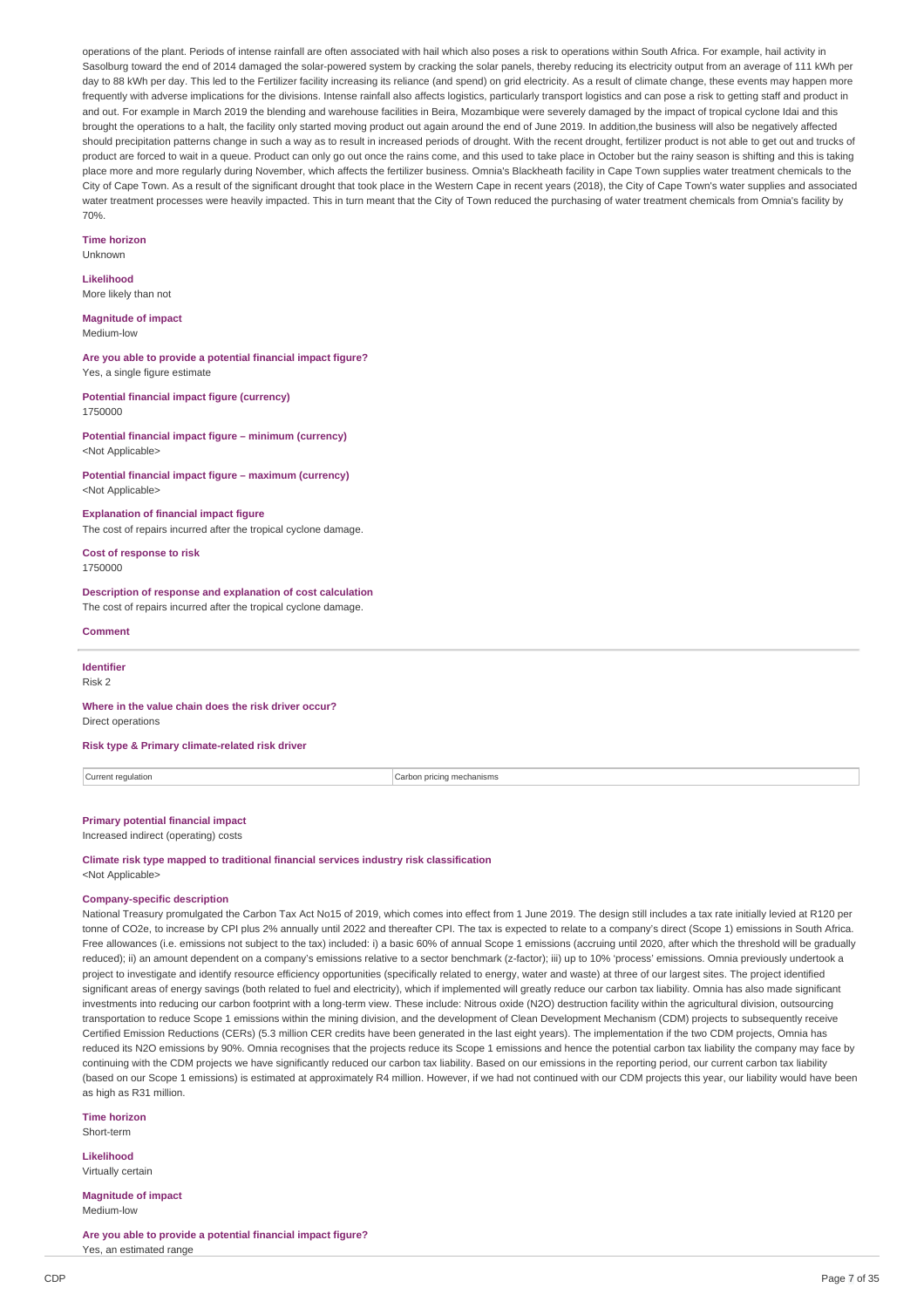operations of the plant. Periods of intense rainfall are often associated with hail which also poses a risk to operations within South Africa. For example, hail activity in Sasolburg toward the end of 2014 damaged the solar-powered system by cracking the solar panels, thereby reducing its electricity output from an average of 111 kWh per day to 88 kWh per day. This led to the Fertilizer facility increasing its reliance (and spend) on grid electricity. As a result of climate change, these events may happen more frequently with adverse implications for the divisions. Intense rainfall also affects logistics, particularly transport logistics and can pose a risk to getting staff and product in and out. For example in March 2019 the blending and warehouse facilities in Beira, Mozambique were severely damaged by the impact of tropical cyclone Idai and this brought the operations to a halt, the facility only started moving product out again around the end of June 2019. In addition,the business will also be negatively affected should precipitation patterns change in such a way as to result in increased periods of drought. With the recent drought, fertilizer product is not able to get out and trucks of product are forced to wait in a queue. Product can only go out once the rains come, and this used to take place in October but the rainy season is shifting and this is taking place more and more regularly during November, which affects the fertilizer business. Omnia's Blackheath facility in Cape Town supplies water treatment chemicals to the City of Cape Town. As a result of the significant drought that took place in the Western Cape in recent years (2018), the City of Cape Town's water supplies and associated water treatment processes were heavily impacted. This in turn meant that the City of Town reduced the purchasing of water treatment chemicals from Omnia's facility by 70%.

**Time horizon**
Unknown

**Likelihood**
More likely than not

**Magnitude of impact**
Medium-low

**Are you able to provide a potential financial impact figure?**
Yes, a single figure estimate

**Potential financial impact figure (currency)**
1750000

**Potential financial impact figure – minimum (currency)**
<Not Applicable>

**Potential financial impact figure – maximum (currency)**
<Not Applicable>

**Explanation of financial impact figure**
The cost of repairs incurred after the tropical cyclone damage.

**Cost of response to risk**
1750000

**Description of response and explanation of cost calculation**
The cost of repairs incurred after the tropical cyclone damage.

**Comment**

---

**Identifier**
Risk 2

**Where in the value chain does the risk driver occur?**
Direct operations

**Risk type & Primary climate-related risk driver**

| Current regulation | Carbon pricing mechanisms |
|---|---|

**Primary potential financial impact**
Increased indirect (operating) costs

**Climate risk type mapped to traditional financial services industry risk classification**
<Not Applicable>

**Company-specific description**
National Treasury promulgated the Carbon Tax Act No15 of 2019, which comes into effect from 1 June 2019. The design still includes a tax rate initially levied at R120 per tonne of $CO_2e$, to increase by CPI plus 2% annually until 2022 and thereafter CPI. The tax is expected to relate to a company's direct (Scope 1) emissions in South Africa. Free allowances (i.e. emissions not subject to the tax) included: i) a basic 60% of annual Scope 1 emissions (accruing until 2020, after which the threshold will be gradually reduced); ii) an amount dependent on a company's emissions relative to a sector benchmark (z-factor); iii) up to 10% 'process' emissions. Omnia previously undertook a project to investigate and identify resource efficiency opportunities (specifically related to energy, water and waste) at three of our largest sites. The project identified significant areas of energy savings (both related to fuel and electricity), which if implemented will greatly reduce our carbon tax liability. Omnia has also made significant investments into reducing our carbon footprint with a long-term view. These include: Nitrous oxide ($N_2O$) destruction facility within the agricultural division, outsourcing transportation to reduce Scope 1 emissions within the mining division, and the development of Clean Development Mechanism (CDM) projects to subsequently receive Certified Emission Reductions (CERs) (5.3 million CER credits have been generated in the last eight years). The implementation if the two CDM projects, Omnia has reduced its $N_2O$ emissions by 90%. Omnia recognises that the projects reduce its Scope 1 emissions and hence the potential carbon tax liability the company may face by continuing with the CDM projects we have significantly reduced our carbon tax liability. Based on our emissions in the reporting period, our current carbon tax liability (based on our Scope 1 emissions) is estimated at approximately R4 million. However, if we had not continued with our CDM projects this year, our liability would have been as high as R31 million.

**Time horizon**
Short-term

**Likelihood**
Virtually certain

**Magnitude of impact**
Medium-low

**Are you able to provide a potential financial impact figure?**
Yes, an estimated range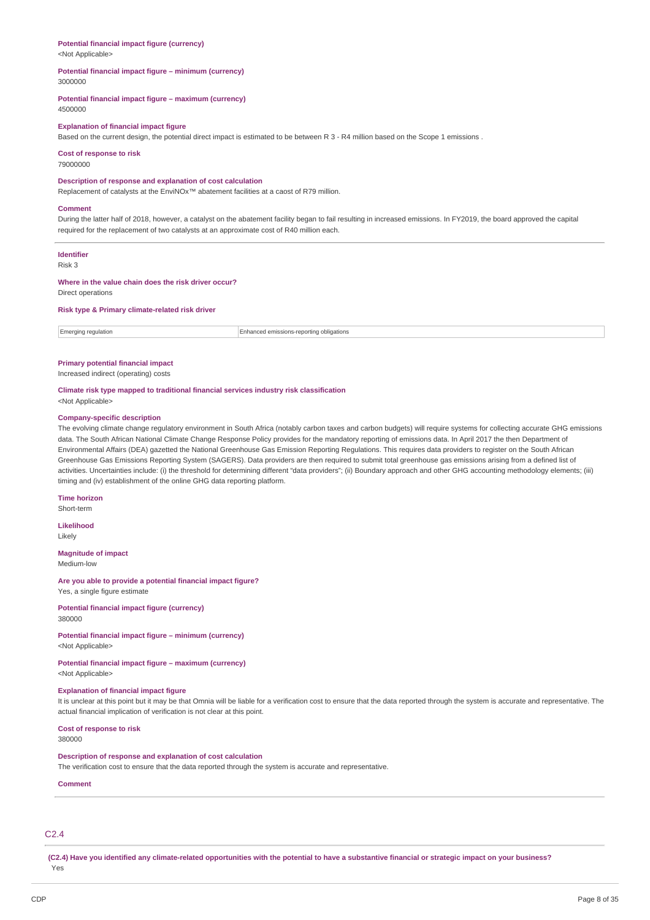**Potential financial impact figure (currency)**
<Not Applicable>

**Potential financial impact figure – minimum (currency)**
3000000

**Potential financial impact figure – maximum (currency)**
4500000

**Explanation of financial impact figure**
Based on the current design, the potential direct impact is estimated to be between R 3 - R4 million based on the Scope 1 emissions .

**Cost of response to risk**
79000000

**Description of response and explanation of cost calculation**
Replacement of catalysts at the EnviNOx™ abatement facilities at a caost of R79 million.

**Comment**
During the latter half of 2018, however, a catalyst on the abatement facility began to fail resulting in increased emissions. In FY2019, the board approved the capital required for the replacement of two catalysts at an approximate cost of R40 million each.

---

**Identifier**
Risk 3

**Where in the value chain does the risk driver occur?**
Direct operations

**Risk type & Primary climate-related risk driver**

| Emerging regulation | Enhanced emissions-reporting obligations |
|---|---|

**Primary potential financial impact**
Increased indirect (operating) costs

**Climate risk type mapped to traditional financial services industry risk classification**
<Not Applicable>

**Company-specific description**
The evolving climate change regulatory environment in South Africa (notably carbon taxes and carbon budgets) will require systems for collecting accurate GHG emissions data. The South African National Climate Change Response Policy provides for the mandatory reporting of emissions data. In April 2017 the then Department of Environmental Affairs (DEA) gazetted the National Greenhouse Gas Emission Reporting Regulations. This requires data providers to register on the South African Greenhouse Gas Emissions Reporting System (SAGERS). Data providers are then required to submit total greenhouse gas emissions arising from a defined list of activities. Uncertainties include: (i) the threshold for determining different "data providers"; (ii) Boundary approach and other GHG accounting methodology elements; (iii) timing and (iv) establishment of the online GHG data reporting platform.

**Time horizon**
Short-term

**Likelihood**
Likely

**Magnitude of impact**
Medium-low

**Are you able to provide a potential financial impact figure?**
Yes, a single figure estimate

**Potential financial impact figure (currency)**
380000

**Potential financial impact figure – minimum (currency)**
<Not Applicable>

**Potential financial impact figure – maximum (currency)**
<Not Applicable>

**Explanation of financial impact figure**
It is unclear at this point but it may be that Omnia will be liable for a verification cost to ensure that the data reported through the system is accurate and representative. The actual financial implication of verification is not clear at this point.

**Cost of response to risk**
380000

**Description of response and explanation of cost calculation**
The verification cost to ensure that the data reported through the system is accurate and representative.

**Comment**

---

## C2.4

**(C2.4) Have you identified any climate-related opportunities with the potential to have a substantive financial or strategic impact on your business?**
Yes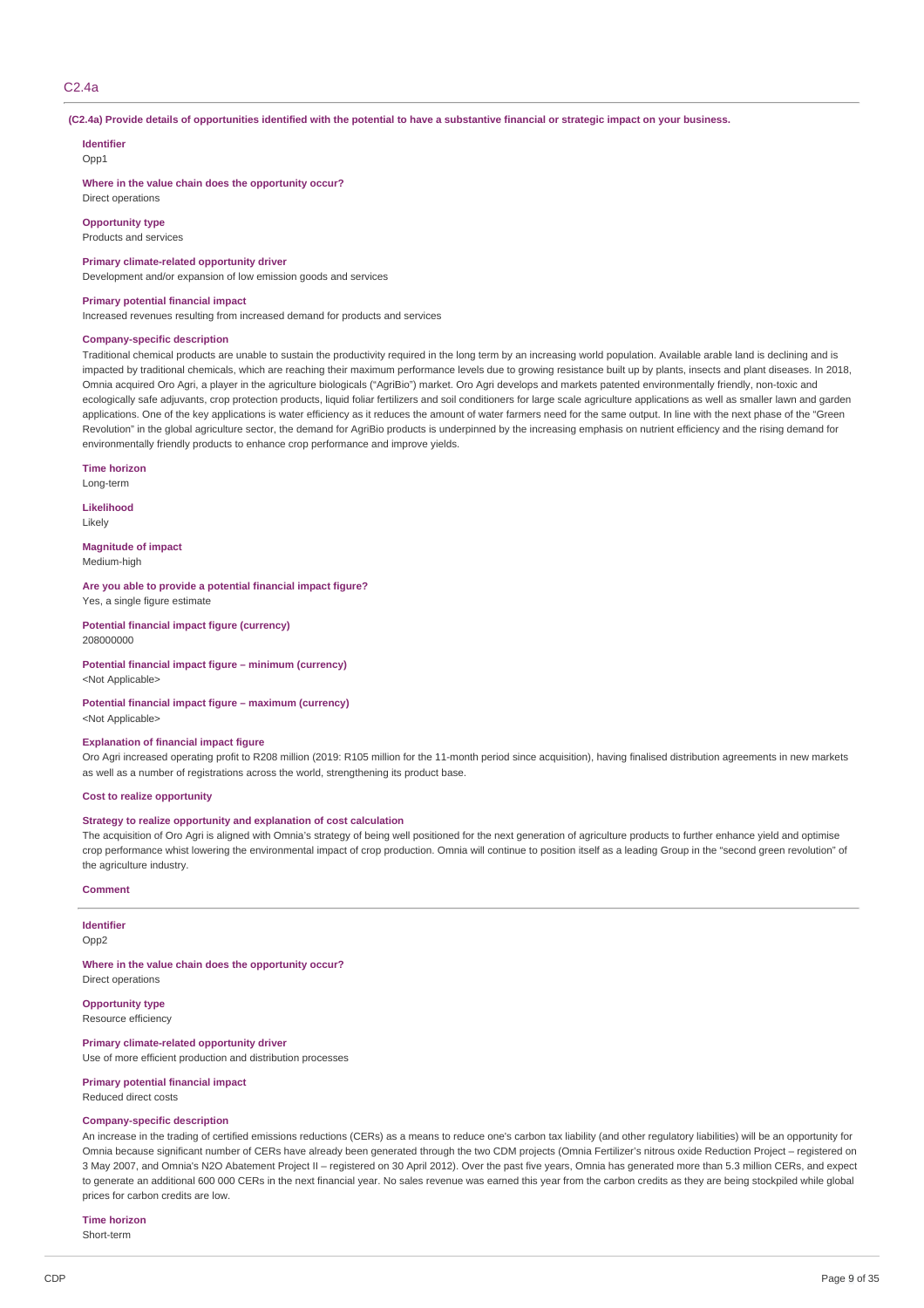## C2.4a

**(C2.4a) Provide details of opportunities identified with the potential to have a substantive financial or strategic impact on your business.**

**Identifier**
Opp1

**Where in the value chain does the opportunity occur?**
Direct operations

**Opportunity type**
Products and services

**Primary climate-related opportunity driver**
Development and/or expansion of low emission goods and services

**Primary potential financial impact**
Increased revenues resulting from increased demand for products and services

**Company-specific description**
Traditional chemical products are unable to sustain the productivity required in the long term by an increasing world population. Available arable land is declining and is impacted by traditional chemicals, which are reaching their maximum performance levels due to growing resistance built up by plants, insects and plant diseases. In 2018, Omnia acquired Oro Agri, a player in the agriculture biologicals ("AgriBio") market. Oro Agri develops and markets patented environmentally friendly, non-toxic and ecologically safe adjuvants, crop protection products, liquid foliar fertilizers and soil conditioners for large scale agriculture applications as well as smaller lawn and garden applications. One of the key applications is water efficiency as it reduces the amount of water farmers need for the same output. In line with the next phase of the "Green Revolution" in the global agriculture sector, the demand for AgriBio products is underpinned by the increasing emphasis on nutrient efficiency and the rising demand for environmentally friendly products to enhance crop performance and improve yields.

**Time horizon**
Long-term

**Likelihood**
Likely

**Magnitude of impact**
Medium-high

**Are you able to provide a potential financial impact figure?**
Yes, a single figure estimate

**Potential financial impact figure (currency)**
208000000

**Potential financial impact figure – minimum (currency)**
<Not Applicable>

**Potential financial impact figure – maximum (currency)**
<Not Applicable>

**Explanation of financial impact figure**
Oro Agri increased operating profit to R208 million (2019: R105 million for the 11-month period since acquisition), having finalised distribution agreements in new markets as well as a number of registrations across the world, strengthening its product base.

**Cost to realize opportunity**

**Strategy to realize opportunity and explanation of cost calculation**
The acquisition of Oro Agri is aligned with Omnia's strategy of being well positioned for the next generation of agriculture products to further enhance yield and optimise crop performance whist lowering the environmental impact of crop production. Omnia will continue to position itself as a leading Group in the "second green revolution" of the agriculture industry.

**Comment**

---

**Identifier**
Opp2

**Where in the value chain does the opportunity occur?**
Direct operations

**Opportunity type**
Resource efficiency

**Primary climate-related opportunity driver**
Use of more efficient production and distribution processes

**Primary potential financial impact**
Reduced direct costs

**Company-specific description**
An increase in the trading of certified emissions reductions (CERs) as a means to reduce one's carbon tax liability (and other regulatory liabilities) will be an opportunity for Omnia because significant number of CERs have already been generated through the two CDM projects (Omnia Fertilizer's nitrous oxide Reduction Project – registered on 3 May 2007, and Omnia's N2O Abatement Project II – registered on 30 April 2012). Over the past five years, Omnia has generated more than 5.3 million CERs, and expect to generate an additional 600 000 CERs in the next financial year. No sales revenue was earned this year from the carbon credits as they are being stockpiled while global prices for carbon credits are low.

**Time horizon**
Short-term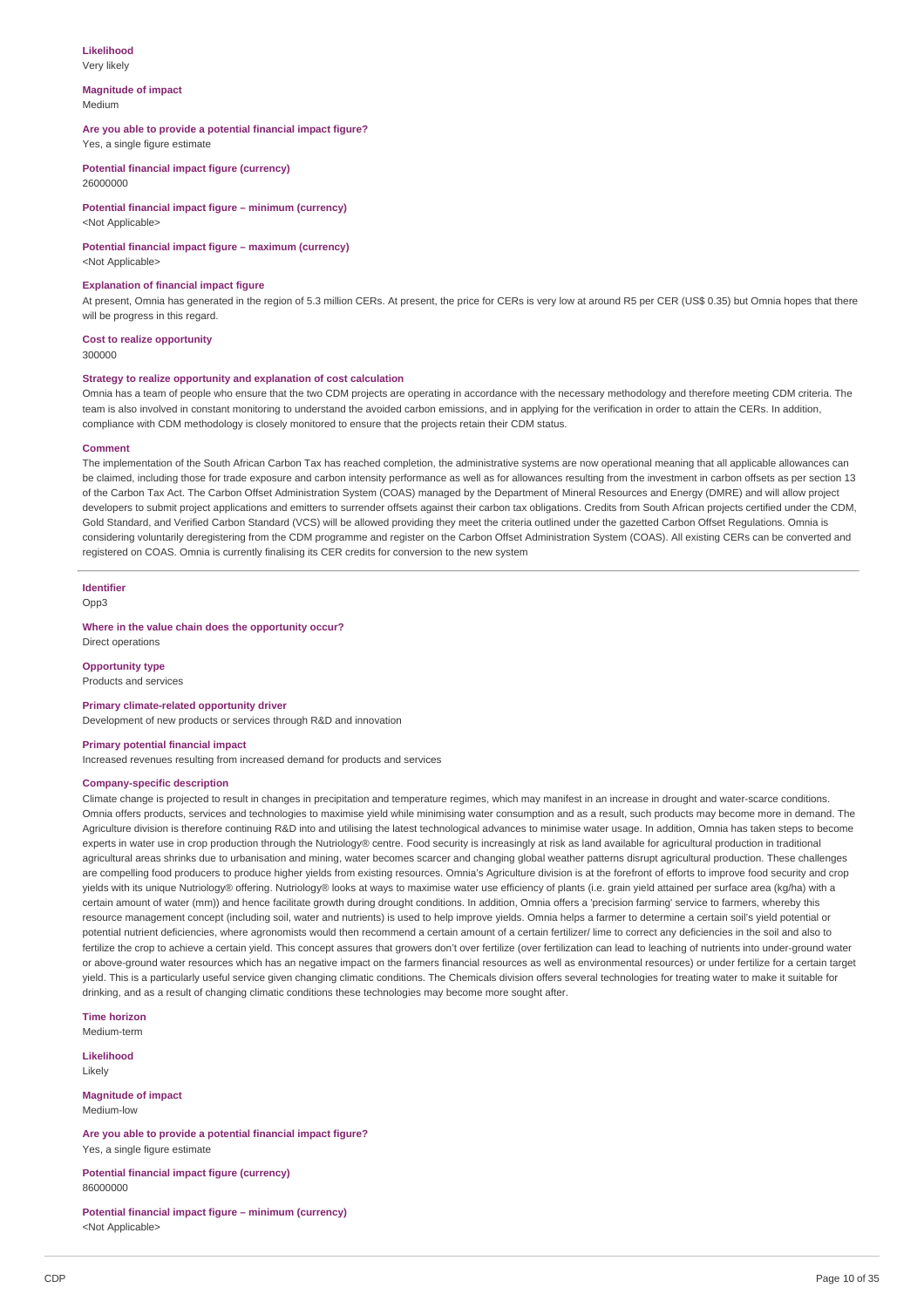**Likelihood**
Very likely

**Magnitude of impact**
Medium

**Are you able to provide a potential financial impact figure?**
Yes, a single figure estimate

**Potential financial impact figure (currency)**
26000000

**Potential financial impact figure – minimum (currency)**
<Not Applicable>

**Potential financial impact figure – maximum (currency)**
<Not Applicable>

**Explanation of financial impact figure**
At present, Omnia has generated in the region of 5.3 million CERs. At present, the price for CERs is very low at around R5 per CER (US$ 0.35) but Omnia hopes that there will be progress in this regard.

**Cost to realize opportunity**
300000

**Strategy to realize opportunity and explanation of cost calculation**
Omnia has a team of people who ensure that the two CDM projects are operating in accordance with the necessary methodology and therefore meeting CDM criteria. The team is also involved in constant monitoring to understand the avoided carbon emissions, and in applying for the verification in order to attain the CERs. In addition, compliance with CDM methodology is closely monitored to ensure that the projects retain their CDM status.

**Comment**
The implementation of the South African Carbon Tax has reached completion, the administrative systems are now operational meaning that all applicable allowances can be claimed, including those for trade exposure and carbon intensity performance as well as for allowances resulting from the investment in carbon offsets as per section 13 of the Carbon Tax Act. The Carbon Offset Administration System (COAS) managed by the Department of Mineral Resources and Energy (DMRE) and will allow project developers to submit project applications and emitters to surrender offsets against their carbon tax obligations. Credits from South African projects certified under the CDM, Gold Standard, and Verified Carbon Standard (VCS) will be allowed providing they meet the criteria outlined under the gazetted Carbon Offset Regulations. Omnia is considering voluntarily deregistering from the CDM programme and register on the Carbon Offset Administration System (COAS). All existing CERs can be converted and registered on COAS. Omnia is currently finalising its CER credits for conversion to the new system

---

**Identifier**
Opp3

**Where in the value chain does the opportunity occur?**
Direct operations

**Opportunity type**
Products and services

**Primary climate-related opportunity driver**
Development of new products or services through R&D and innovation

**Primary potential financial impact**
Increased revenues resulting from increased demand for products and services

**Company-specific description**
Climate change is projected to result in changes in precipitation and temperature regimes, which may manifest in an increase in drought and water-scarce conditions. Omnia offers products, services and technologies to maximise yield while minimising water consumption and as a result, such products may become more in demand. The Agriculture division is therefore continuing R&D into and utilising the latest technological advances to minimise water usage. In addition, Omnia has taken steps to become experts in water use in crop production through the Nutriology® centre. Food security is increasingly at risk as land available for agricultural production in traditional agricultural areas shrinks due to urbanisation and mining, water becomes scarcer and changing global weather patterns disrupt agricultural production. These challenges are compelling food producers to produce higher yields from existing resources. Omnia's Agriculture division is at the forefront of efforts to improve food security and crop yields with its unique Nutriology® offering. Nutriology® looks at ways to maximise water use efficiency of plants (i.e. grain yield attained per surface area (kg/ha) with a certain amount of water (mm)) and hence facilitate growth during drought conditions. In addition, Omnia offers a 'precision farming' service to farmers, whereby this resource management concept (including soil, water and nutrients) is used to help improve yields. Omnia helps a farmer to determine a certain soil's yield potential or potential nutrient deficiencies, where agronomists would then recommend a certain amount of a certain fertilizer/ lime to correct any deficiencies in the soil and also to fertilize the crop to achieve a certain yield. This concept assures that growers don't over fertilize (over fertilization can lead to leaching of nutrients into under-ground water or above-ground water resources which has an negative impact on the farmers financial resources as well as environmental resources) or under fertilize for a certain target yield. This is a particularly useful service given changing climatic conditions. The Chemicals division offers several technologies for treating water to make it suitable for drinking, and as a result of changing climatic conditions these technologies may become more sought after.

**Time horizon**
Medium-term

**Likelihood**
Likely

**Magnitude of impact**
Medium-low

**Are you able to provide a potential financial impact figure?**
Yes, a single figure estimate

**Potential financial impact figure (currency)**
86000000

**Potential financial impact figure – minimum (currency)**
<Not Applicable>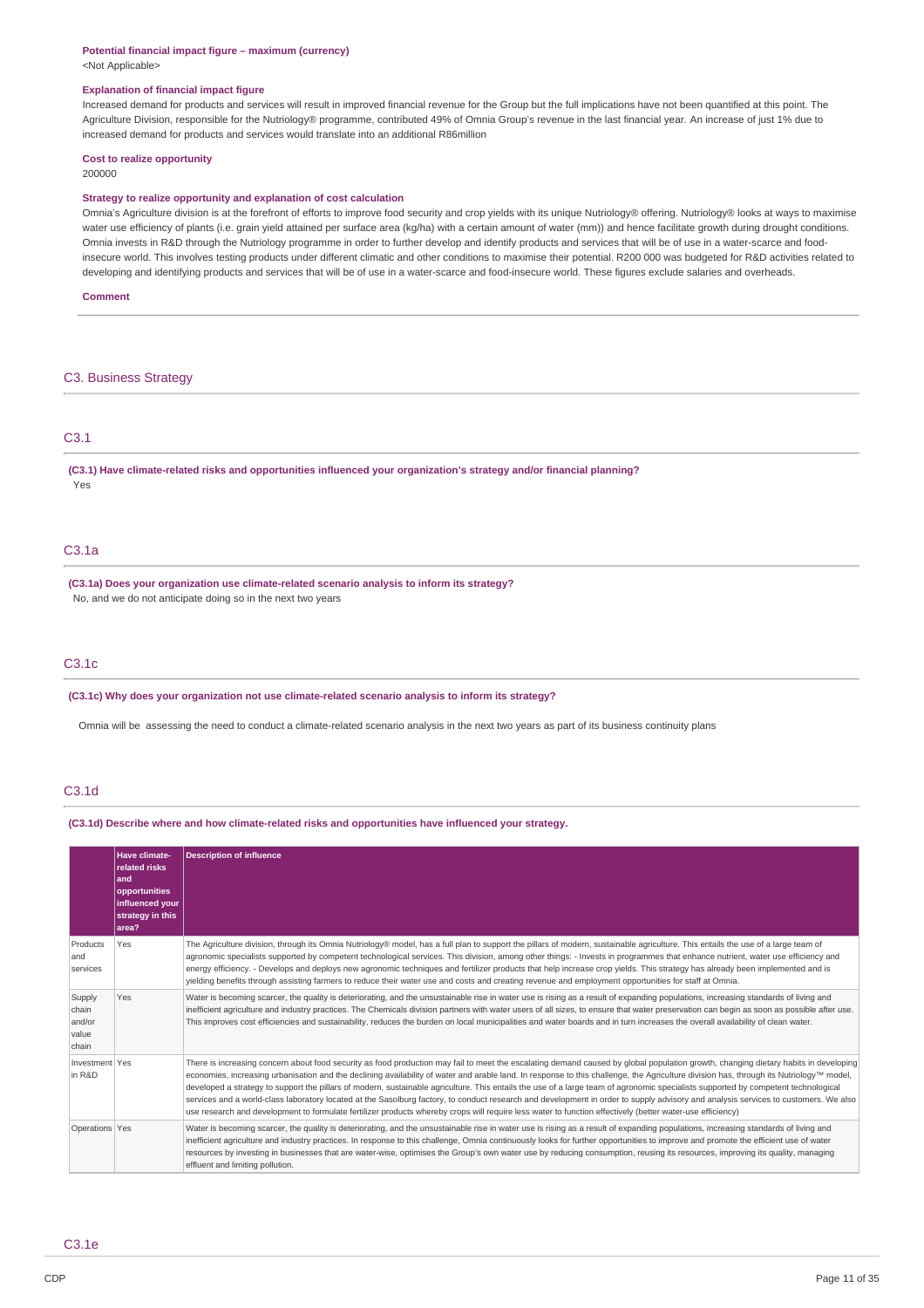**Potential financial impact figure – maximum (currency)**
<Not Applicable>

**Explanation of financial impact figure**
Increased demand for products and services will result in improved financial revenue for the Group but the full implications have not been quantified at this point. The Agriculture Division, responsible for the Nutriology® programme, contributed 49% of Omnia Group's revenue in the last financial year. An increase of just 1% due to increased demand for products and services would translate into an additional R86million

**Cost to realize opportunity**
200000

**Strategy to realize opportunity and explanation of cost calculation**
Omnia's Agriculture division is at the forefront of efforts to improve food security and crop yields with its unique Nutriology® offering. Nutriology® looks at ways to maximise water use efficiency of plants (i.e. grain yield attained per surface area (kg/ha) with a certain amount of water (mm)) and hence facilitate growth during drought conditions. Omnia invests in R&D through the Nutriology programme in order to further develop and identify products and services that will be of use in a water-scarce and food-insecure world. This involves testing products under different climatic and other conditions to maximise their potential. R200 000 was budgeted for R&D activities related to developing and identifying products and services that will be of use in a water-scarce and food-insecure world. These figures exclude salaries and overheads.

**Comment**

## C3. Business Strategy

### C3.1

**(C3.1) Have climate-related risks and opportunities influenced your organization's strategy and/or financial planning?**
Yes

### C3.1a

**(C3.1a) Does your organization use climate-related scenario analysis to inform its strategy?**
No, and we do not anticipate doing so in the next two years

### C3.1c

**(C3.1c) Why does your organization not use climate-related scenario analysis to inform its strategy?**

Omnia will be assessing the need to conduct a climate-related scenario analysis in the next two years as part of its business continuity plans

### C3.1d

**(C3.1d) Describe where and how climate-related risks and opportunities have influenced your strategy.**

| | Have climate-related risks and opportunities influenced your strategy in this area? | Description of influence |
|---|---|---|
| Products and services | Yes | The Agriculture division, through its Omnia Nutriology® model, has a full plan to support the pillars of modern, sustainable agriculture. This entails the use of a large team of agronomic specialists supported by competent technological services. This division, among other things: - Invests in programmes that enhance nutrient, water use efficiency and energy efficiency. - Develops and deploys new agronomic techniques and fertilizer products that help increase crop yields. This strategy has already been implemented and is yielding benefits through assisting farmers to reduce their water use and costs and creating revenue and employment opportunities for staff at Omnia. |
| Supply chain and/or value chain | Yes | Water is becoming scarcer, the quality is deteriorating, and the unsustainable rise in water use is rising as a result of expanding populations, increasing standards of living and inefficient agriculture and industry practices. The Chemicals division partners with water users of all sizes, to ensure that water preservation can begin as soon as possible after use. This improves cost efficiencies and sustainability, reduces the burden on local municipalities and water boards and in turn increases the overall availability of clean water. |
| Investment in R&D | Yes | There is increasing concern about food security as food production may fail to meet the escalating demand caused by global population growth, changing dietary habits in developing economies, increasing urbanisation and the declining availability of water and arable land. In response to this challenge, the Agriculture division has, through its Nutriology™ model, developed a strategy to support the pillars of modern, sustainable agriculture. This entails the use of a large team of agronomic specialists supported by competent technological services and a world-class laboratory located at the Sasolburg factory, to conduct research and development in order to supply advisory and analysis services to customers. We also use research and development to formulate fertilizer products whereby crops will require less water to function effectively (better water-use efficiency) |
| Operations | Yes | Water is becoming scarcer, the quality is deteriorating, and the unsustainable rise in water use is rising as a result of expanding populations, increasing standards of living and inefficient agriculture and industry practices. In response to this challenge, Omnia continuously looks for further opportunities to improve and promote the efficient use of water resources by investing in businesses that are water-wise, optimises the Group's own water use by reducing consumption, reusing its resources, improving its quality, managing effluent and limiting pollution. |

### C3.1e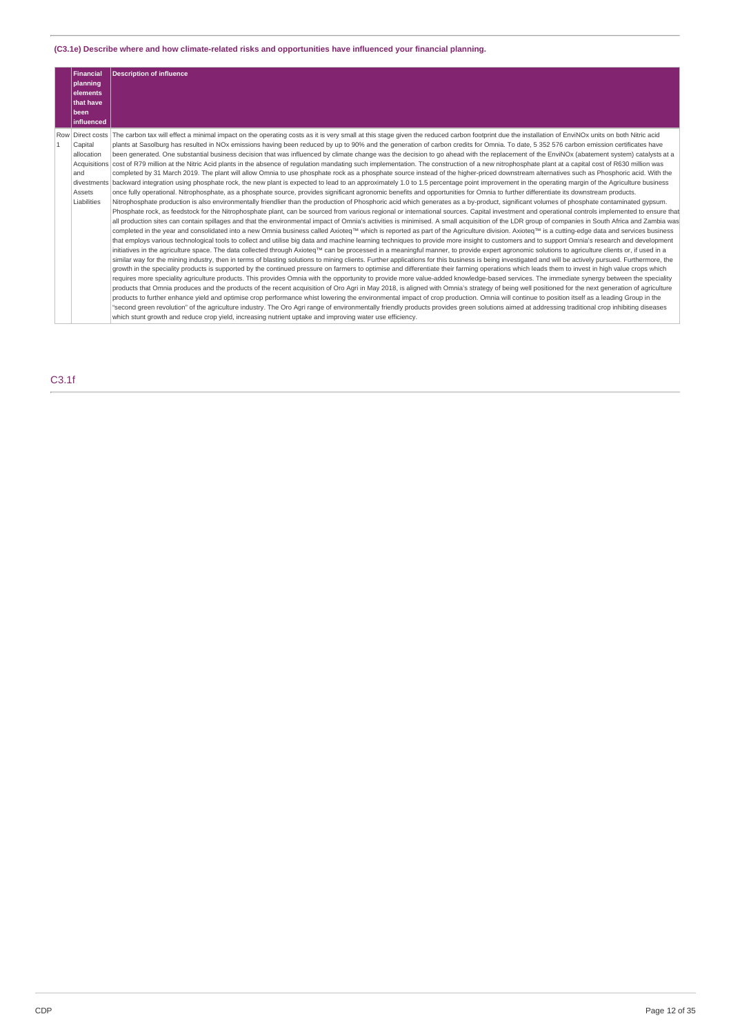**(C3.1e) Describe where and how climate-related risks and opportunities have influenced your financial planning.**

| | Financial planning elements that have been influenced | Description of influence |
|---|---|---|
| Row 1 | Direct costs<br>Capital allocation<br>Acquisitions and divestments<br>Assets<br>Liabilities | The carbon tax will effect a minimal impact on the operating costs as it is very small at this stage given the reduced carbon footprint due the installation of EnviNOx units on both Nitric acid plants at Sasolburg has resulted in NOx emissions having been reduced by up to 90% and the generation of carbon credits for Omnia. To date, 5 352 576 carbon emission certificates have been generated. One substantial business decision that was influenced by climate change was the decision to go ahead with the replacement of the EnviNOx (abatement system) catalysts at a cost of R79 million at the Nitric Acid plants in the absence of regulation mandating such implementation. The construction of a new nitrophosphate plant at a capital cost of R630 million was completed by 31 March 2019. The plant will allow Omnia to use phosphate rock as a phosphate source instead of the higher-priced downstream alternatives such as Phosphoric acid. With the backward integration using phosphate rock, the new plant is expected to lead to an approximately 1.0 to 1.5 percentage point improvement in the operating margin of the Agriculture business once fully operational. Nitrophosphate, as a phosphate source, provides significant agronomic benefits and opportunities for Omnia to further differentiate its downstream products. Nitrophosphate production is also environmentally friendlier than the production of Phosphoric acid which generates as a by-product, significant volumes of phosphate contaminated gypsum. Phosphate rock, as feedstock for the Nitrophosphate plant, can be sourced from various regional or international sources. Capital investment and operational controls implemented to ensure that all production sites can contain spillages and that the environmental impact of Omnia's activities is minimised. A small acquisition of the LDR group of companies in South Africa and Zambia was completed in the year and consolidated into a new Omnia business called Axioteq™ which is reported as part of the Agriculture division. Axioteq™ is a cutting-edge data and services business that employs various technological tools to collect and utilise big data and machine learning techniques to provide more insight to customers and to support Omnia's research and development initiatives in the agriculture space. The data collected through Axioteq™ can be processed in a meaningful manner, to provide expert agronomic solutions to agriculture clients or, if used in a similar way for the mining industry, then in terms of blasting solutions to mining clients. Further applications for this business is being investigated and will be actively pursued. Furthermore, the growth in the speciality products is supported by the continued pressure on farmers to optimise and differentiate their farming operations which leads them to invest in high value crops which requires more speciality agriculture products. This provides Omnia with the opportunity to provide more value-added knowledge-based services. The immediate synergy between the speciality products that Omnia produces and the products of the recent acquisition of Oro Agri in May 2018, is aligned with Omnia's strategy of being well positioned for the next generation of agriculture products to further enhance yield and optimise crop performance whist lowering the environmental impact of crop production. Omnia will continue to position itself as a leading Group in the "second green revolution" of the agriculture industry. The Oro Agri range of environmentally friendly products provides green solutions aimed at addressing traditional crop inhibiting diseases which stunt growth and reduce crop yield, increasing nutrient uptake and improving water use efficiency. |

## C3.1f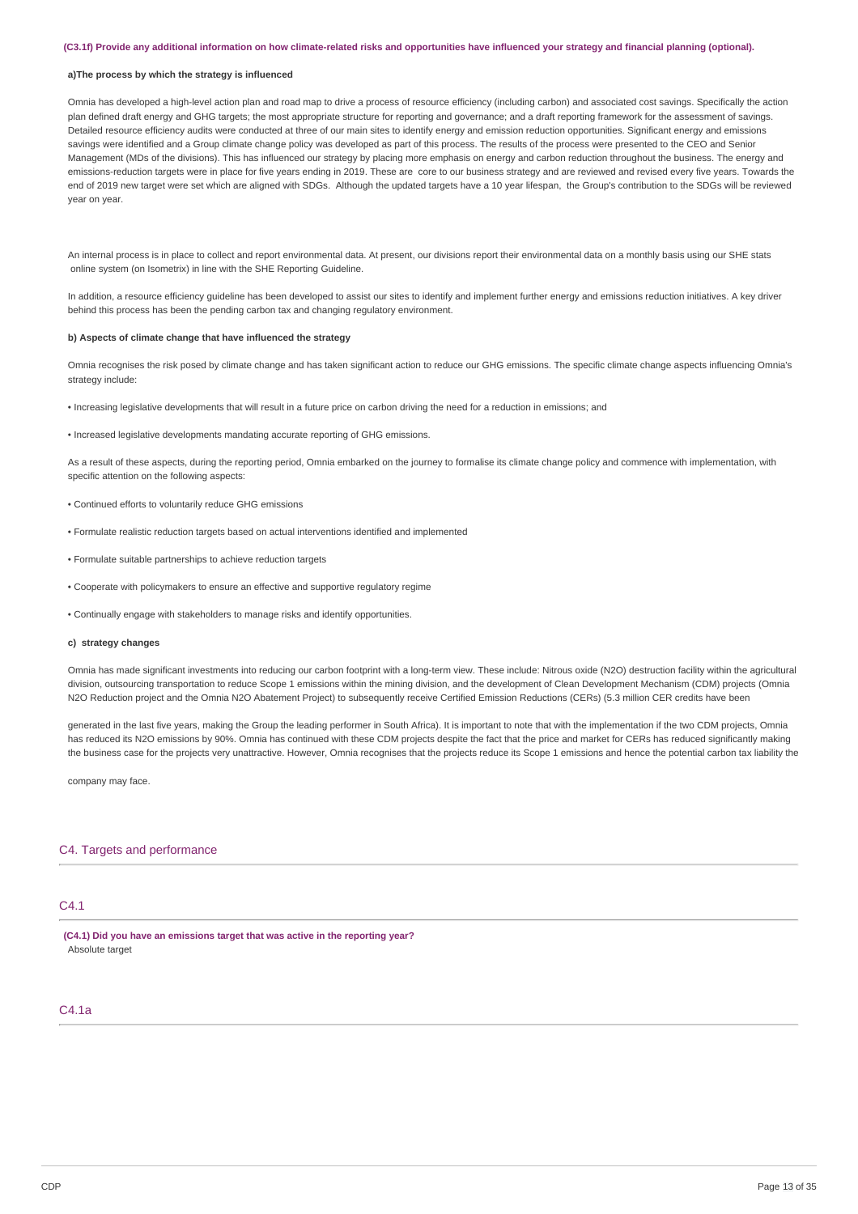**(C3.1f) Provide any additional information on how climate-related risks and opportunities have influenced your strategy and financial planning (optional).**

**a)The process by which the strategy is influenced**

Omnia has developed a high-level action plan and road map to drive a process of resource efficiency (including carbon) and associated cost savings. Specifically the action plan defined draft energy and GHG targets; the most appropriate structure for reporting and governance; and a draft reporting framework for the assessment of savings. Detailed resource efficiency audits were conducted at three of our main sites to identify energy and emission reduction opportunities. Significant energy and emissions savings were identified and a Group climate change policy was developed as part of this process. The results of the process were presented to the CEO and Senior Management (MDs of the divisions). This has influenced our strategy by placing more emphasis on energy and carbon reduction throughout the business. The energy and emissions-reduction targets were in place for five years ending in 2019. These are core to our business strategy and are reviewed and revised every five years. Towards the end of 2019 new target were set which are aligned with SDGs. Although the updated targets have a 10 year lifespan, the Group's contribution to the SDGs will be reviewed year on year.

An internal process is in place to collect and report environmental data. At present, our divisions report their environmental data on a monthly basis using our SHE stats online system (on Isometrix) in line with the SHE Reporting Guideline.

In addition, a resource efficiency guideline has been developed to assist our sites to identify and implement further energy and emissions reduction initiatives. A key driver behind this process has been the pending carbon tax and changing regulatory environment.

**b) Aspects of climate change that have influenced the strategy**

Omnia recognises the risk posed by climate change and has taken significant action to reduce our GHG emissions. The specific climate change aspects influencing Omnia's strategy include:

• Increasing legislative developments that will result in a future price on carbon driving the need for a reduction in emissions; and

• Increased legislative developments mandating accurate reporting of GHG emissions.

As a result of these aspects, during the reporting period, Omnia embarked on the journey to formalise its climate change policy and commence with implementation, with specific attention on the following aspects:

• Continued efforts to voluntarily reduce GHG emissions

• Formulate realistic reduction targets based on actual interventions identified and implemented

• Formulate suitable partnerships to achieve reduction targets

• Cooperate with policymakers to ensure an effective and supportive regulatory regime

• Continually engage with stakeholders to manage risks and identify opportunities.

**c) strategy changes**

Omnia has made significant investments into reducing our carbon footprint with a long-term view. These include: Nitrous oxide ($N_2O$) destruction facility within the agricultural division, outsourcing transportation to reduce Scope 1 emissions within the mining division, and the development of Clean Development Mechanism (CDM) projects (Omnia $N_2O$ Reduction project and the Omnia $N_2O$ Abatement Project) to subsequently receive Certified Emission Reductions (CERs) (5.3 million CER credits have been

generated in the last five years, making the Group the leading performer in South Africa). It is important to note that with the implementation if the two CDM projects, Omnia has reduced its $N_2O$ emissions by 90%. Omnia has continued with these CDM projects despite the fact that the price and market for CERs has reduced significantly making the business case for the projects very unattractive. However, Omnia recognises that the projects reduce its Scope 1 emissions and hence the potential carbon tax liability the

company may face.

## C4. Targets and performance

### C4.1

**(C4.1) Did you have an emissions target that was active in the reporting year?**
Absolute target

### C4.1a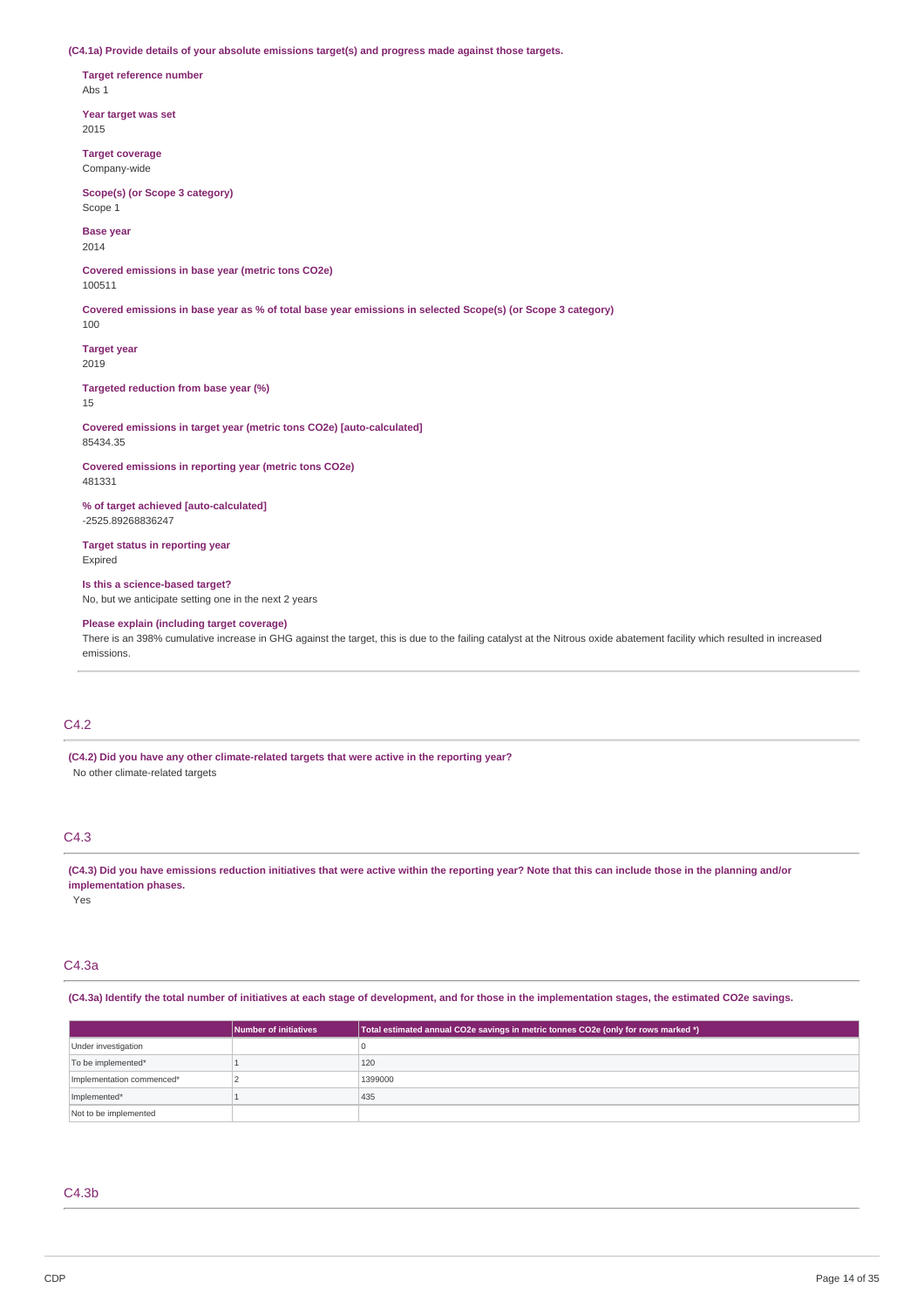**(C4.1a) Provide details of your absolute emissions target(s) and progress made against those targets.**

**Target reference number**
Abs 1

**Year target was set**
2015

**Target coverage**
Company-wide

**Scope(s) (or Scope 3 category)**
Scope 1

**Base year**
2014

**Covered emissions in base year (metric tons CO2e)**
100511

**Covered emissions in base year as % of total base year emissions in selected Scope(s) (or Scope 3 category)**
100

**Target year**
2019

**Targeted reduction from base year (%)**
15

**Covered emissions in target year (metric tons CO2e) [auto-calculated]**
85434.35

**Covered emissions in reporting year (metric tons CO2e)**
481331

**% of target achieved [auto-calculated]**
-2525.89268836247

**Target status in reporting year**
Expired

**Is this a science-based target?**
No, but we anticipate setting one in the next 2 years

**Please explain (including target coverage)**
There is an 398% cumulative increase in GHG against the target, this is due to the failing catalyst at the Nitrous oxide abatement facility which resulted in increased emissions.

## C4.2

**(C4.2) Did you have any other climate-related targets that were active in the reporting year?**
No other climate-related targets

## C4.3

**(C4.3) Did you have emissions reduction initiatives that were active within the reporting year? Note that this can include those in the planning and/or implementation phases.**
Yes

## C4.3a

**(C4.3a) Identify the total number of initiatives at each stage of development, and for those in the implementation stages, the estimated CO2e savings.**

| | Number of initiatives | Total estimated annual CO2e savings in metric tonnes CO2e (only for rows marked *) |
|---|---|---|
| Under investigation | | 0 |
| To be implemented* | 1 | 120 |
| Implementation commenced* | 2 | 1399000 |
| Implemented* | 1 | 435 |
| Not to be implemented | | |

## C4.3b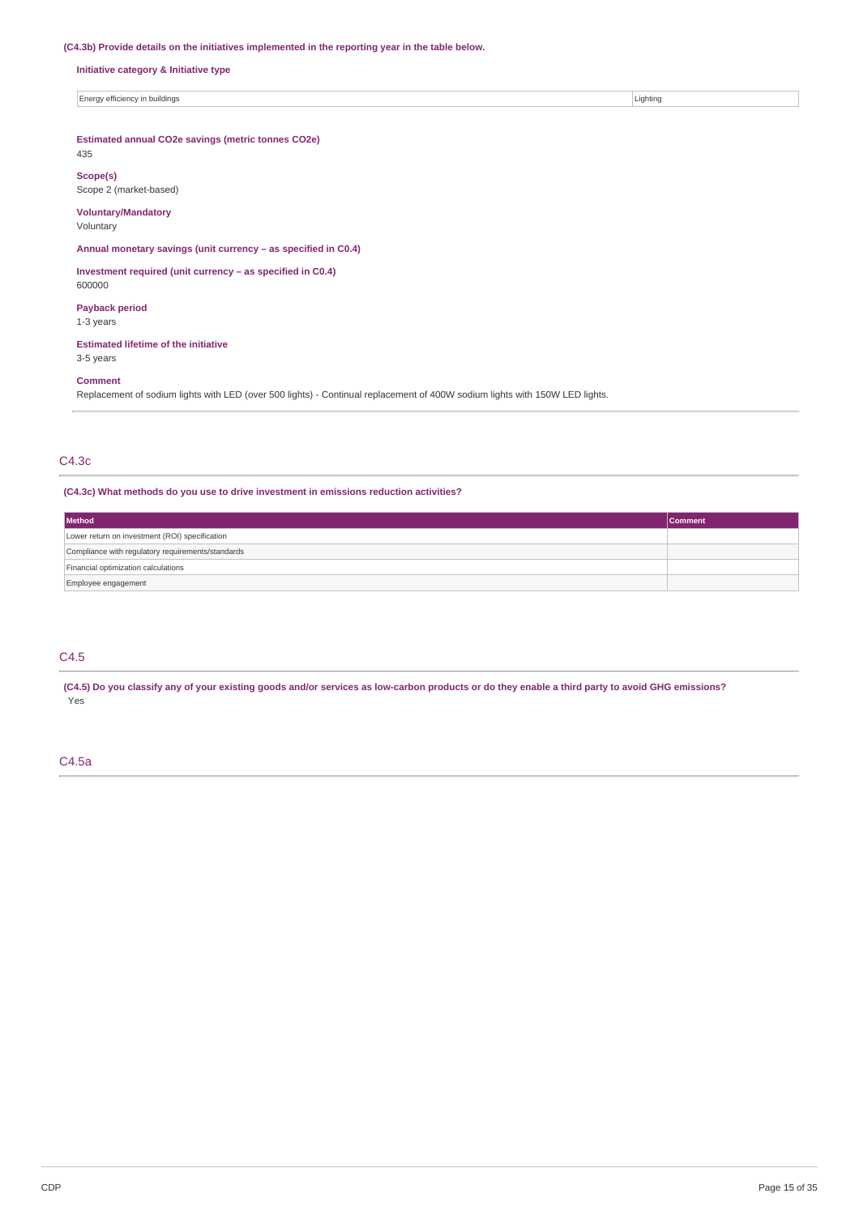**(C4.3b) Provide details on the initiatives implemented in the reporting year in the table below.**

**Initiative category & Initiative type**

| Energy efficiency in buildings | Lighting |
|---|---|

**Estimated annual CO2e savings (metric tonnes CO2e)**

435

**Scope(s)**

Scope 2 (market-based)

**Voluntary/Mandatory**

Voluntary

**Annual monetary savings (unit currency – as specified in C0.4)**

**Investment required (unit currency – as specified in C0.4)**

600000

**Payback period**

1-3 years

**Estimated lifetime of the initiative**

3-5 years

**Comment**

Replacement of sodium lights with LED (over 500 lights) - Continual replacement of 400W sodium lights with 150W LED lights.

## C4.3c

**(C4.3c) What methods do you use to drive investment in emissions reduction activities?**

| Method | Comment |
|---|---|
| Lower return on investment (ROI) specification | |
| Compliance with regulatory requirements/standards | |
| Financial optimization calculations | |
| Employee engagement | |

## C4.5

**(C4.5) Do you classify any of your existing goods and/or services as low-carbon products or do they enable a third party to avoid GHG emissions?**

Yes

## C4.5a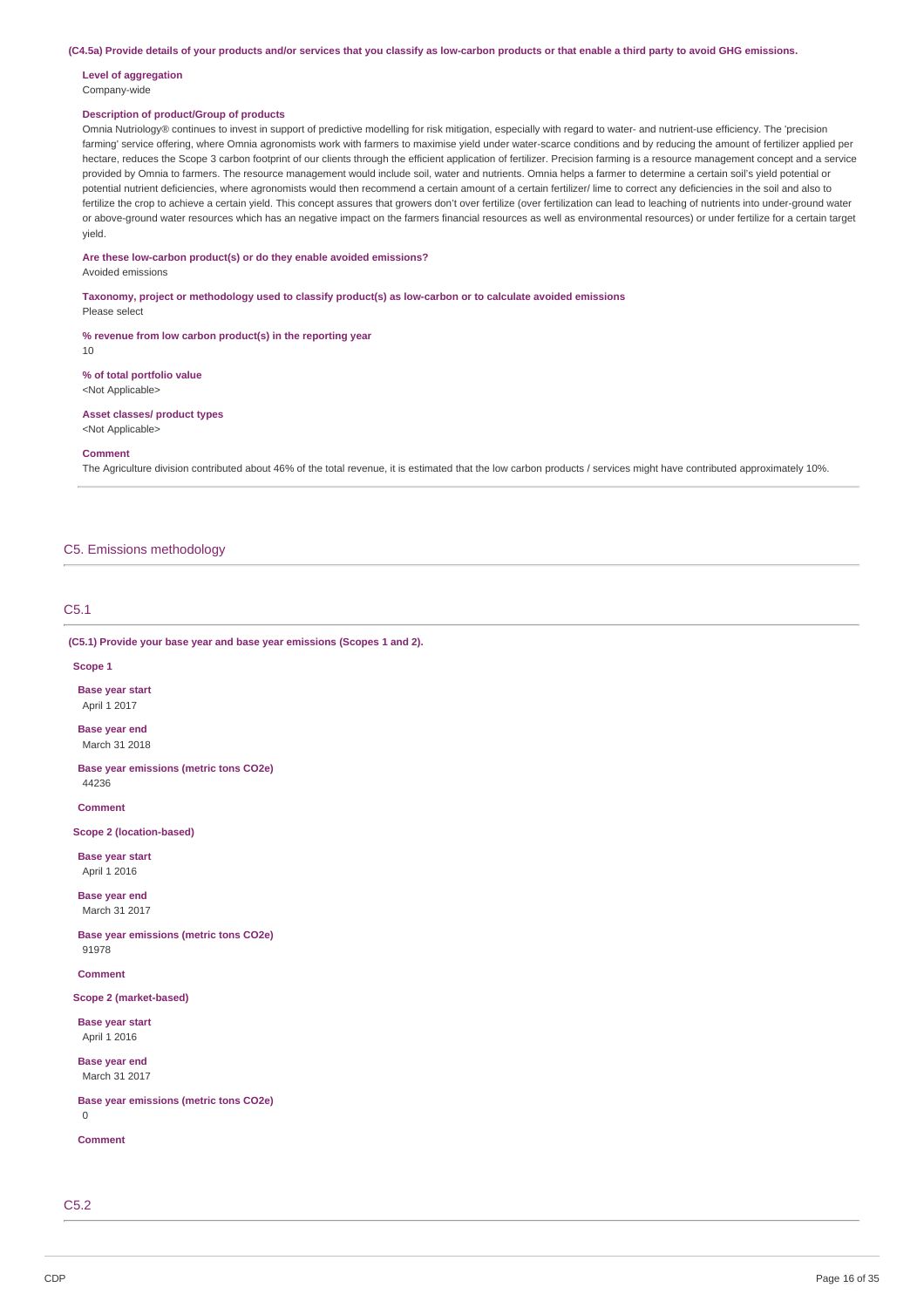**(C4.5a) Provide details of your products and/or services that you classify as low-carbon products or that enable a third party to avoid GHG emissions.**

**Level of aggregation**
Company-wide

**Description of product/Group of products**
Omnia Nutriology® continues to invest in support of predictive modelling for risk mitigation, especially with regard to water- and nutrient-use efficiency. The 'precision farming' service offering, where Omnia agronomists work with farmers to maximise yield under water-scarce conditions and by reducing the amount of fertilizer applied per hectare, reduces the Scope 3 carbon footprint of our clients through the efficient application of fertilizer. Precision farming is a resource management concept and a service provided by Omnia to farmers. The resource management would include soil, water and nutrients. Omnia helps a farmer to determine a certain soil's yield potential or potential nutrient deficiencies, where agronomists would then recommend a certain amount of a certain fertilizer/ lime to correct any deficiencies in the soil and also to fertilize the crop to achieve a certain yield. This concept assures that growers don't over fertilize (over fertilization can lead to leaching of nutrients into under-ground water or above-ground water resources which has an negative impact on the farmers financial resources as well as environmental resources) or under fertilize for a certain target yield.

**Are these low-carbon product(s) or do they enable avoided emissions?**
Avoided emissions

**Taxonomy, project or methodology used to classify product(s) as low-carbon or to calculate avoided emissions**
Please select

**% revenue from low carbon product(s) in the reporting year**
10

**% of total portfolio value**
<Not Applicable>

**Asset classes/ product types**
<Not Applicable>

**Comment**
The Agriculture division contributed about 46% of the total revenue, it is estimated that the low carbon products / services might have contributed approximately 10%.

## C5. Emissions methodology

### C5.1

**(C5.1) Provide your base year and base year emissions (Scopes 1 and 2).**

**Scope 1**

**Base year start**
April 1 2017

**Base year end**
March 31 2018

**Base year emissions (metric tons CO2e)**
44236

**Comment**

**Scope 2 (location-based)**

**Base year start**
April 1 2016

**Base year end**
March 31 2017

**Base year emissions (metric tons CO2e)**
91978

**Comment**

**Scope 2 (market-based)**

**Base year start**
April 1 2016

**Base year end**
March 31 2017

**Base year emissions (metric tons CO2e)**
0

**Comment**

### C5.2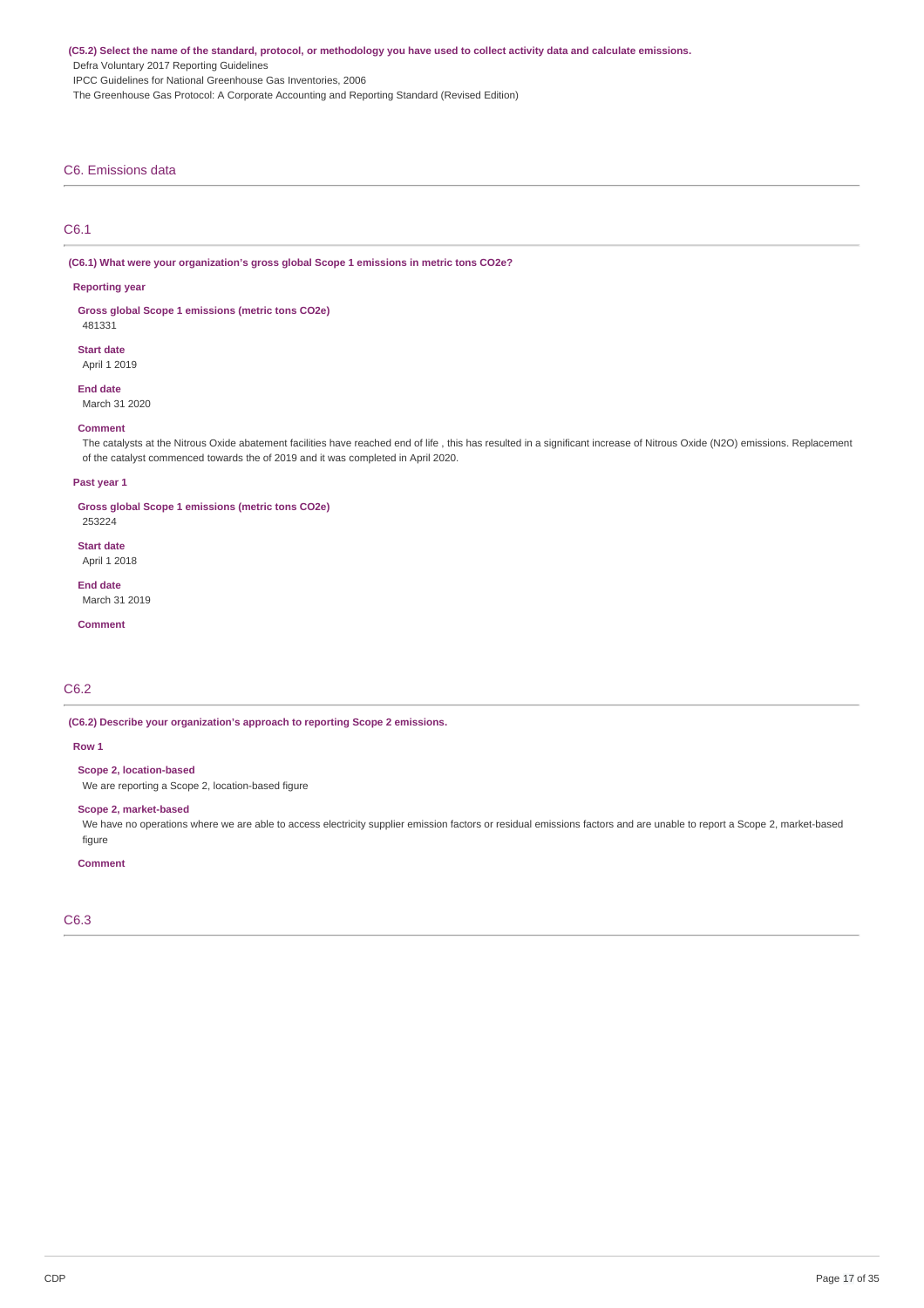**(C5.2) Select the name of the standard, protocol, or methodology you have used to collect activity data and calculate emissions.**

Defra Voluntary 2017 Reporting Guidelines

IPCC Guidelines for National Greenhouse Gas Inventories, 2006

The Greenhouse Gas Protocol: A Corporate Accounting and Reporting Standard (Revised Edition)

## C6. Emissions data

### C6.1

**(C6.1) What were your organization's gross global Scope 1 emissions in metric tons CO2e?**

**Reporting year**

**Gross global Scope 1 emissions (metric tons CO2e)**

481331

**Start date**

April 1 2019

**End date**

March 31 2020

**Comment**

The catalysts at the Nitrous Oxide abatement facilities have reached end of life , this has resulted in a significant increase of Nitrous Oxide (N2O) emissions. Replacement of the catalyst commenced towards the of 2019 and it was completed in April 2020.

**Past year 1**

**Gross global Scope 1 emissions (metric tons CO2e)**

253224

**Start date**

April 1 2018

**End date**

March 31 2019

**Comment**

### C6.2

**(C6.2) Describe your organization's approach to reporting Scope 2 emissions.**

**Row 1**

**Scope 2, location-based**

We are reporting a Scope 2, location-based figure

**Scope 2, market-based**

We have no operations where we are able to access electricity supplier emission factors or residual emissions factors and are unable to report a Scope 2, market-based figure

**Comment**

### C6.3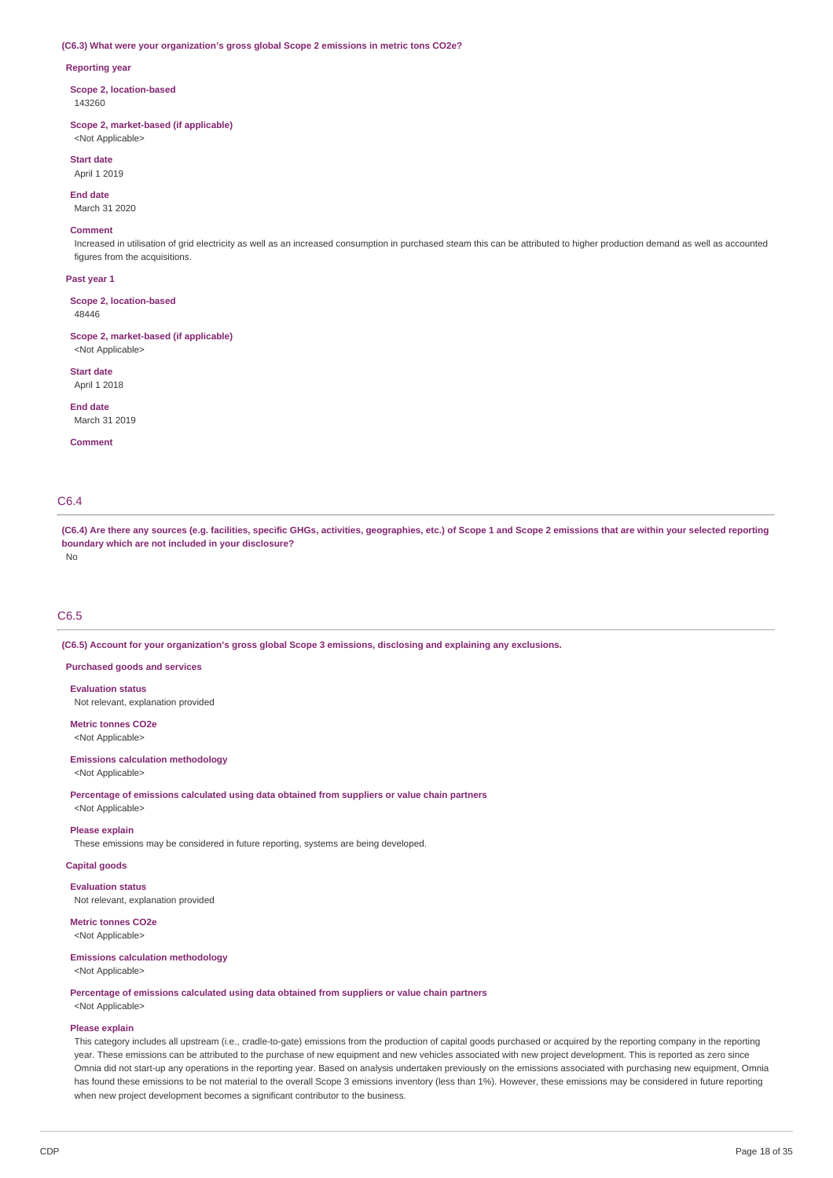**(C6.3) What were your organization's gross global Scope 2 emissions in metric tons CO2e?**

**Reporting year**

**Scope 2, location-based**
143260

**Scope 2, market-based (if applicable)**
<Not Applicable>

**Start date**
April 1 2019

**End date**
March 31 2020

**Comment**
Increased in utilisation of grid electricity as well as an increased consumption in purchased steam this can be attributed to higher production demand as well as accounted figures from the acquisitions.

**Past year 1**

**Scope 2, location-based**
48446

**Scope 2, market-based (if applicable)**
<Not Applicable>

**Start date**
April 1 2018

**End date**
March 31 2019

**Comment**

## C6.4

**(C6.4) Are there any sources (e.g. facilities, specific GHGs, activities, geographies, etc.) of Scope 1 and Scope 2 emissions that are within your selected reporting boundary which are not included in your disclosure?**
No

## C6.5

**(C6.5) Account for your organization's gross global Scope 3 emissions, disclosing and explaining any exclusions.**

**Purchased goods and services**

**Evaluation status**
Not relevant, explanation provided

**Metric tonnes CO2e**
<Not Applicable>

**Emissions calculation methodology**
<Not Applicable>

**Percentage of emissions calculated using data obtained from suppliers or value chain partners**
<Not Applicable>

**Please explain**
These emissions may be considered in future reporting, systems are being developed.

**Capital goods**

**Evaluation status**
Not relevant, explanation provided

**Metric tonnes CO2e**
<Not Applicable>

**Emissions calculation methodology**
<Not Applicable>

**Percentage of emissions calculated using data obtained from suppliers or value chain partners**
<Not Applicable>

**Please explain**
This category includes all upstream (i.e., cradle-to-gate) emissions from the production of capital goods purchased or acquired by the reporting company in the reporting year. These emissions can be attributed to the purchase of new equipment and new vehicles associated with new project development. This is reported as zero since Omnia did not start-up any operations in the reporting year. Based on analysis undertaken previously on the emissions associated with purchasing new equipment, Omnia has found these emissions to be not material to the overall Scope 3 emissions inventory (less than 1%). However, these emissions may be considered in future reporting when new project development becomes a significant contributor to the business.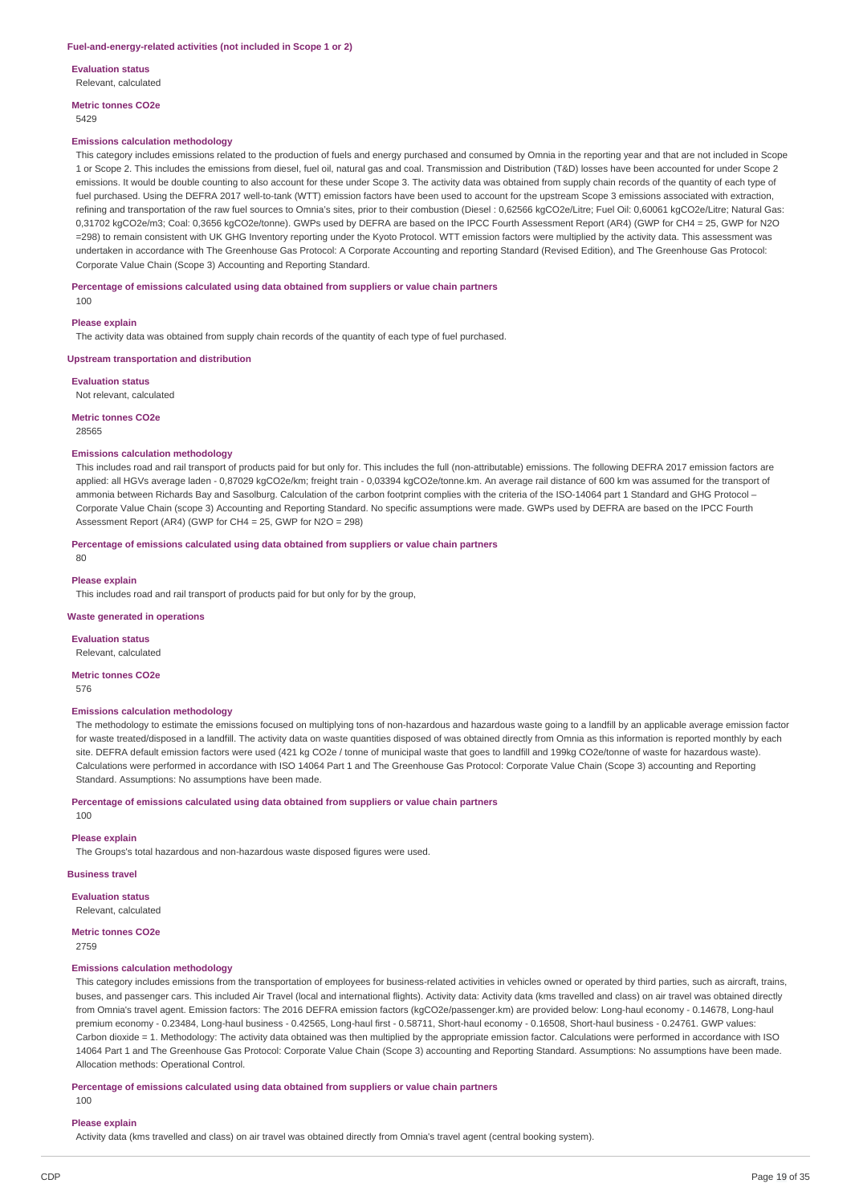### Fuel-and-energy-related activities (not included in Scope 1 or 2)

**Evaluation status**

Relevant, calculated

**Metric tonnes CO2e**

5429

**Emissions calculation methodology**

This category includes emissions related to the production of fuels and energy purchased and consumed by Omnia in the reporting year and that are not included in Scope 1 or Scope 2. This includes the emissions from diesel, fuel oil, natural gas and coal. Transmission and Distribution (T&D) losses have been accounted for under Scope 2 emissions. It would be double counting to also account for these under Scope 3. The activity data was obtained from supply chain records of the quantity of each type of fuel purchased. Using the DEFRA 2017 well-to-tank (WTT) emission factors have been used to account for the upstream Scope 3 emissions associated with extraction, refining and transportation of the raw fuel sources to Omnia's sites, prior to their combustion (Diesel : 0,62566 kgCO2e/Litre; Fuel Oil: 0.60061 kgCO2e/Litre; Natural Gas: 0,31702 kgCO2e/m3; Coal: 0,3656 kgCO2e/tonne). GWPs used by DEFRA are based on the IPCC Fourth Assessment Report (AR4) (GWP for CH4 = 25, GWP for N2O =298) to remain consistent with UK GHG Inventory reporting under the Kyoto Protocol. WTT emission factors were multiplied by the activity data. This assessment was undertaken in accordance with The Greenhouse Gas Protocol: A Corporate Accounting and reporting Standard (Revised Edition), and The Greenhouse Gas Protocol: Corporate Value Chain (Scope 3) Accounting and Reporting Standard.

**Percentage of emissions calculated using data obtained from suppliers or value chain partners**

100

**Please explain**

The activity data was obtained from supply chain records of the quantity of each type of fuel purchased.

### Upstream transportation and distribution

**Evaluation status**

Not relevant, calculated

**Metric tonnes CO2e**

28565

**Emissions calculation methodology**

This includes road and rail transport of products paid for but only for. This includes the full (non-attributable) emissions. The following DEFRA 2017 emission factors are applied: all HGVs average laden - 0,87029 kgCO2e/km; freight train - 0,03394 kgCO2e/tonne.km. An average rail distance of 600 km was assumed for the transport of ammonia between Richards Bay and Sasolburg. Calculation of the carbon footprint complies with the criteria of the ISO-14064 part 1 Standard and GHG Protocol – Corporate Value Chain (scope 3) Accounting and Reporting Standard. No specific assumptions were made. GWPs used by DEFRA are based on the IPCC Fourth Assessment Report (AR4) (GWP for CH4 = 25, GWP for N2O = 298)

**Percentage of emissions calculated using data obtained from suppliers or value chain partners**

80

**Please explain**

This includes road and rail transport of products paid for but only for by the group,

### Waste generated in operations

**Evaluation status**

Relevant, calculated

**Metric tonnes CO2e**

576

**Emissions calculation methodology**

The methodology to estimate the emissions focused on multiplying tons of non-hazardous and hazardous waste going to a landfill by an applicable average emission factor for waste treated/disposed in a landfill. The activity data on waste quantities disposed of was obtained directly from Omnia as this information is reported monthly by each site. DEFRA default emission factors were used (421 kg CO2e / tonne of municipal waste that goes to landfill and 199kg CO2e/tonne of waste for hazardous waste). Calculations were performed in accordance with ISO 14064 Part 1 and The Greenhouse Gas Protocol: Corporate Value Chain (Scope 3) accounting and Reporting Standard. Assumptions: No assumptions have been made.

**Percentage of emissions calculated using data obtained from suppliers or value chain partners**

100

**Please explain**

The Groups's total hazardous and non-hazardous waste disposed figures were used.

### Business travel

**Evaluation status**

Relevant, calculated

**Metric tonnes CO2e**

2759

**Emissions calculation methodology**

This category includes emissions from the transportation of employees for business-related activities in vehicles owned or operated by third parties, such as aircraft, trains, buses, and passenger cars. This included Air Travel (local and international flights). Activity data: Activity data (kms travelled and class) on air travel was obtained directly from Omnia's travel agent. Emission factors: The 2016 DEFRA emission factors (kgCO2e/passenger.km) are provided below: Long-haul economy - 0.14678, Long-haul premium economy - 0.23484, Long-haul business - 0.42565, Long-haul first - 0.58711, Short-haul economy - 0.16508, Short-haul business - 0.24761. GWP values: Carbon dioxide = 1. Methodology: The activity data obtained was then multiplied by the appropriate emission factor. Calculations were performed in accordance with ISO 14064 Part 1 and The Greenhouse Gas Protocol: Corporate Value Chain (Scope 3) accounting and Reporting Standard. Assumptions: No assumptions have been made. Allocation methods: Operational Control.

**Percentage of emissions calculated using data obtained from suppliers or value chain partners**

100

**Please explain**

Activity data (kms travelled and class) on air travel was obtained directly from Omnia's travel agent (central booking system).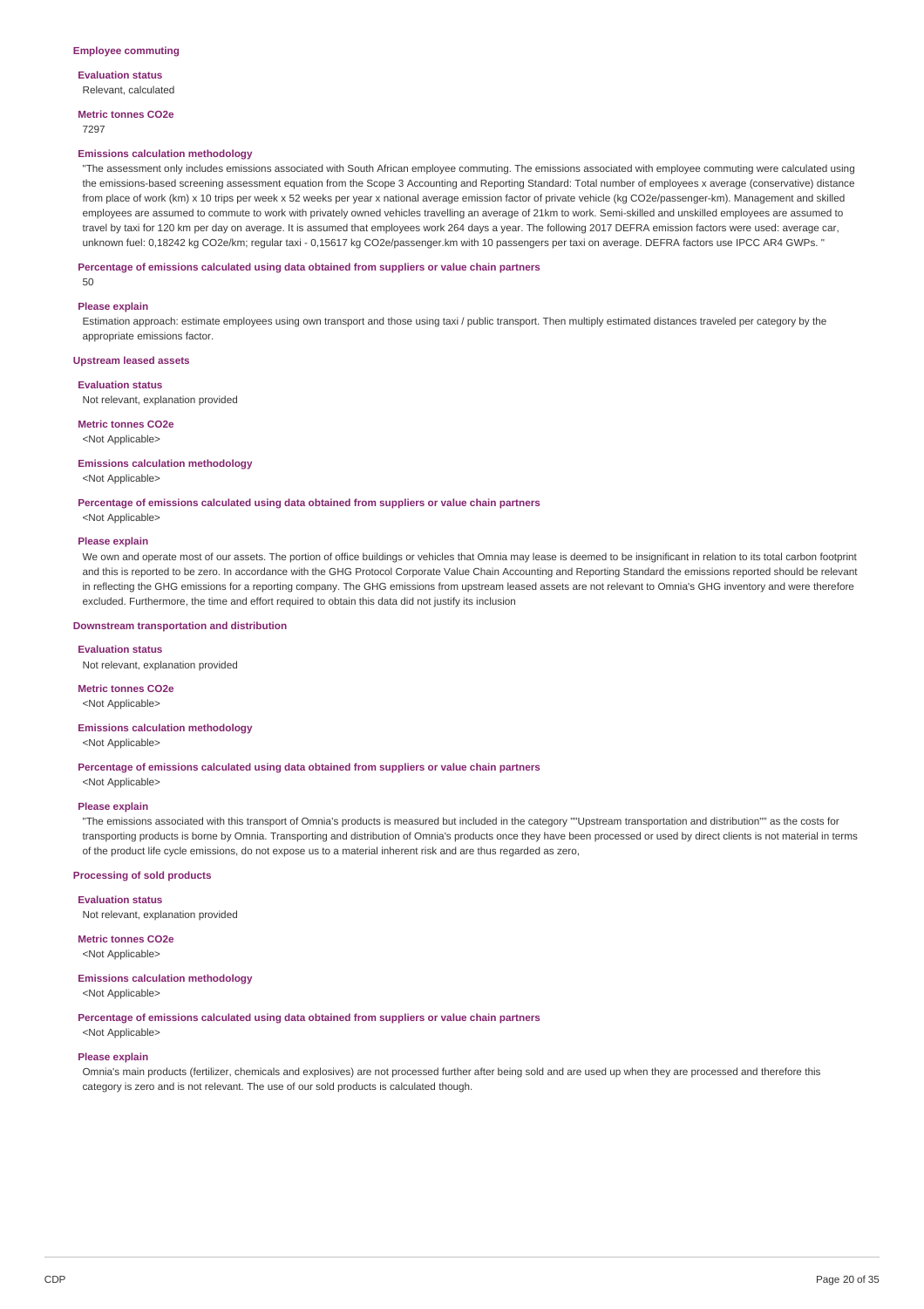### Employee commuting

**Evaluation status**

Relevant, calculated

**Metric tonnes CO2e**

7297

**Emissions calculation methodology**

"The assessment only includes emissions associated with South African employee commuting. The emissions associated with employee commuting were calculated using the emissions-based screening assessment equation from the Scope 3 Accounting and Reporting Standard: Total number of employees x average (conservative) distance from place of work (km) x 10 trips per week x 52 weeks per year x national average emission factor of private vehicle (kg CO2e/passenger-km). Management and skilled employees are assumed to commute to work with privately owned vehicles travelling an average of 21km to work. Semi-skilled and unskilled employees are assumed to travel by taxi for 120 km per day on average. It is assumed that employees work 264 days a year. The following 2017 DEFRA emission factors were used: average car, unknown fuel: 0,18242 kg CO2e/km; regular taxi - 0,15617 kg CO2e/passenger.km with 10 passengers per taxi on average. DEFRA factors use IPCC AR4 GWPs. "

**Percentage of emissions calculated using data obtained from suppliers or value chain partners**

50

**Please explain**

Estimation approach: estimate employees using own transport and those using taxi / public transport. Then multiply estimated distances traveled per category by the appropriate emissions factor.

### Upstream leased assets

**Evaluation status**

Not relevant, explanation provided

**Metric tonnes CO2e**

<Not Applicable>

**Emissions calculation methodology**

<Not Applicable>

**Percentage of emissions calculated using data obtained from suppliers or value chain partners**

<Not Applicable>

**Please explain**

We own and operate most of our assets. The portion of office buildings or vehicles that Omnia may lease is deemed to be insignificant in relation to its total carbon footprint and this is reported to be zero. In accordance with the GHG Protocol Corporate Value Chain Accounting and Reporting Standard the emissions reported should be relevant in reflecting the GHG emissions for a reporting company. The GHG emissions from upstream leased assets are not relevant to Omnia's GHG inventory and were therefore excluded. Furthermore, the time and effort required to obtain this data did not justify its inclusion

### Downstream transportation and distribution

**Evaluation status**

Not relevant, explanation provided

**Metric tonnes CO2e**

<Not Applicable>

**Emissions calculation methodology**

<Not Applicable>

**Percentage of emissions calculated using data obtained from suppliers or value chain partners**

<Not Applicable>

**Please explain**

"The emissions associated with this transport of Omnia's products is measured but included in the category ""Upstream transportation and distribution"" as the costs for transporting products is borne by Omnia. Transporting and distribution of Omnia's products once they have been processed or used by direct clients is not material in terms of the product life cycle emissions, do not expose us to a material inherent risk and are thus regarded as zero,

### Processing of sold products

**Evaluation status**

Not relevant, explanation provided

**Metric tonnes CO2e**

<Not Applicable>

**Emissions calculation methodology**

<Not Applicable>

**Percentage of emissions calculated using data obtained from suppliers or value chain partners**

<Not Applicable>

**Please explain**

Omnia's main products (fertilizer, chemicals and explosives) are not processed further after being sold and are used up when they are processed and therefore this category is zero and is not relevant. The use of our sold products is calculated though.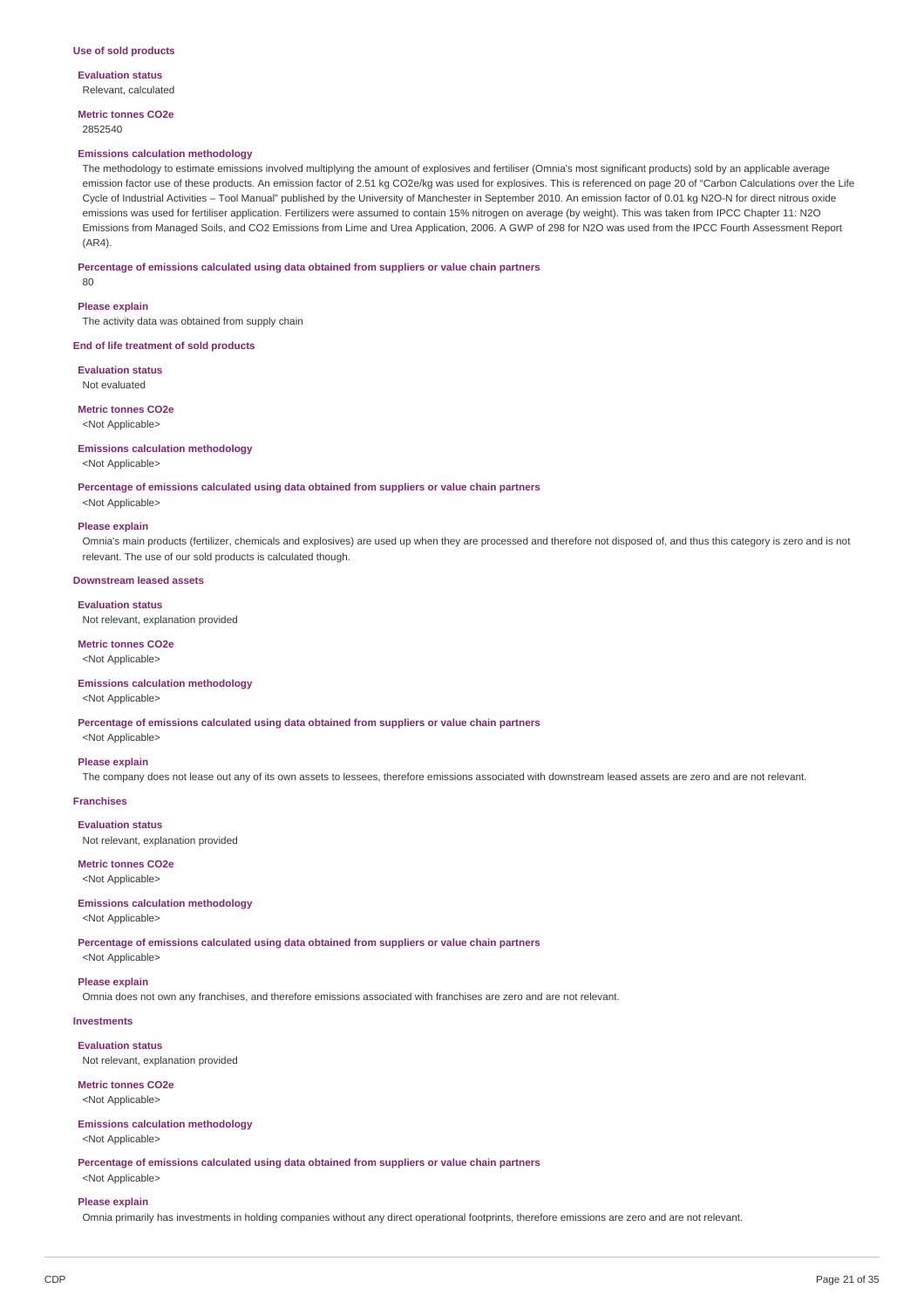### Use of sold products

**Evaluation status**

Relevant, calculated

**Metric tonnes CO2e**

2852540

**Emissions calculation methodology**

The methodology to estimate emissions involved multiplying the amount of explosives and fertiliser (Omnia's most significant products) sold by an applicable average emission factor use of these products. An emission factor of 2.51 kg CO2e/kg was used for explosives. This is referenced on page 20 of "Carbon Calculations over the Life Cycle of Industrial Activities – Tool Manual" published by the University of Manchester in September 2010. An emission factor of 0.01 kg N2O-N for direct nitrous oxide emissions was used for fertiliser application. Fertilizers were assumed to contain 15% nitrogen on average (by weight). This was taken from IPCC Chapter 11: N2O Emissions from Managed Soils, and CO2 Emissions from Lime and Urea Application, 2006. A GWP of 298 for N2O was used from the IPCC Fourth Assessment Report (AR4).

**Percentage of emissions calculated using data obtained from suppliers or value chain partners**

80

**Please explain**

The activity data was obtained from supply chain

### End of life treatment of sold products

**Evaluation status**

Not evaluated

**Metric tonnes CO2e**

<Not Applicable>

**Emissions calculation methodology**

<Not Applicable>

**Percentage of emissions calculated using data obtained from suppliers or value chain partners**

<Not Applicable>

**Please explain**

Omnia's main products (fertilizer, chemicals and explosives) are used up when they are processed and therefore not disposed of, and thus this category is zero and is not relevant. The use of our sold products is calculated though.

### Downstream leased assets

**Evaluation status**

Not relevant, explanation provided

**Metric tonnes CO2e**

<Not Applicable>

**Emissions calculation methodology**

<Not Applicable>

**Percentage of emissions calculated using data obtained from suppliers or value chain partners**

<Not Applicable>

**Please explain**

The company does not lease out any of its own assets to lessees, therefore emissions associated with downstream leased assets are zero and are not relevant.

### Franchises

**Evaluation status**

Not relevant, explanation provided

**Metric tonnes CO2e**

<Not Applicable>

**Emissions calculation methodology**

<Not Applicable>

**Percentage of emissions calculated using data obtained from suppliers or value chain partners**

<Not Applicable>

**Please explain**

Omnia does not own any franchises, and therefore emissions associated with franchises are zero and are not relevant.

### Investments

**Evaluation status**

Not relevant, explanation provided

**Metric tonnes CO2e**

<Not Applicable>

**Emissions calculation methodology**

<Not Applicable>

**Percentage of emissions calculated using data obtained from suppliers or value chain partners**

<Not Applicable>

**Please explain**

Omnia primarily has investments in holding companies without any direct operational footprints, therefore emissions are zero and are not relevant.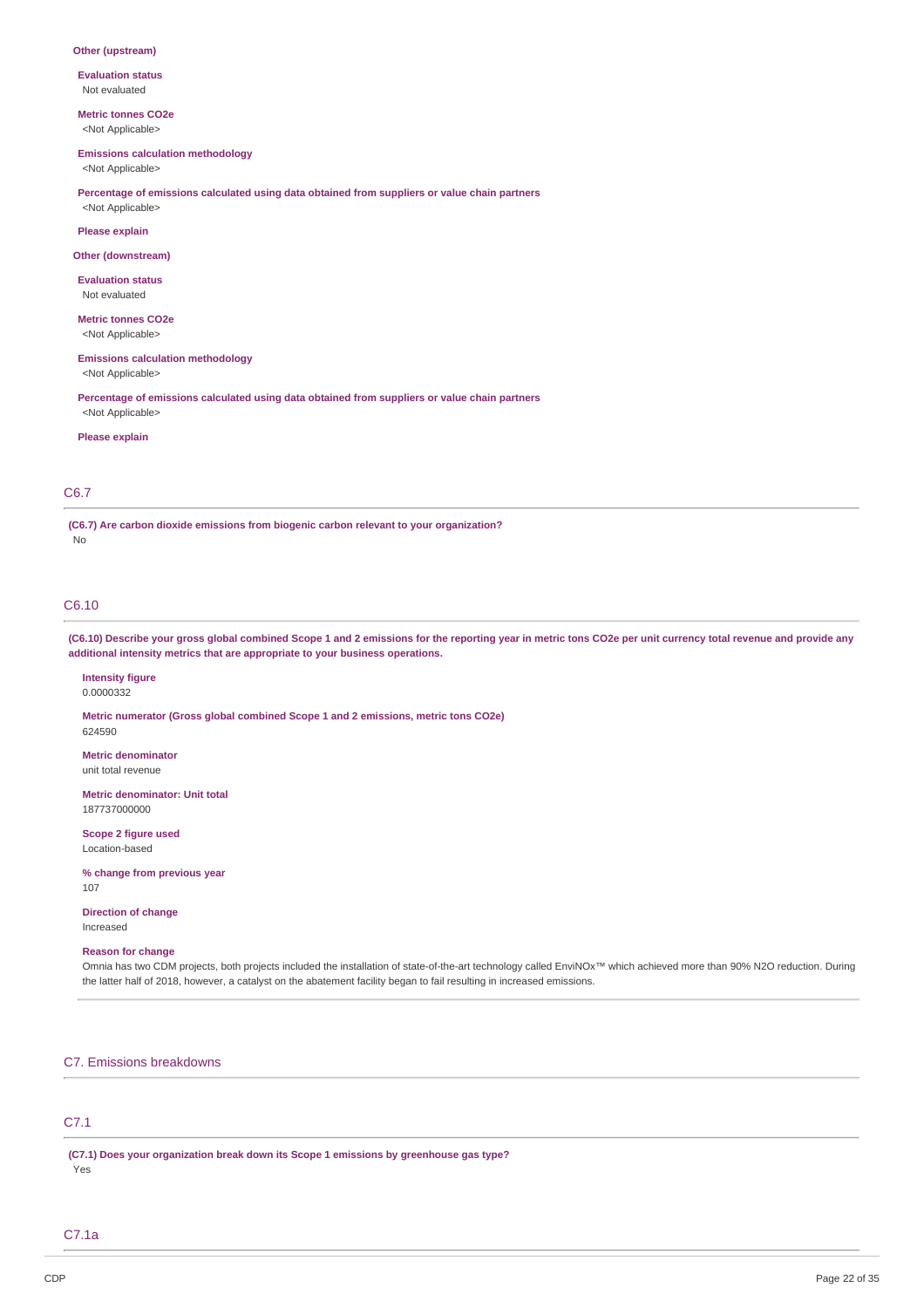**Other (upstream)**

**Evaluation status**
Not evaluated

**Metric tonnes CO2e**
<Not Applicable>

**Emissions calculation methodology**
<Not Applicable>

**Percentage of emissions calculated using data obtained from suppliers or value chain partners**
<Not Applicable>

**Please explain**

**Other (downstream)**

**Evaluation status**
Not evaluated

**Metric tonnes CO2e**
<Not Applicable>

**Emissions calculation methodology**
<Not Applicable>

**Percentage of emissions calculated using data obtained from suppliers or value chain partners**
<Not Applicable>

**Please explain**

## C6.7

**(C6.7) Are carbon dioxide emissions from biogenic carbon relevant to your organization?**
No

## C6.10

**(C6.10) Describe your gross global combined Scope 1 and 2 emissions for the reporting year in metric tons CO2e per unit currency total revenue and provide any additional intensity metrics that are appropriate to your business operations.**

**Intensity figure**
0.0000332

**Metric numerator (Gross global combined Scope 1 and 2 emissions, metric tons CO2e)**
624590

**Metric denominator**
unit total revenue

**Metric denominator: Unit total**
187737000000

**Scope 2 figure used**
Location-based

**% change from previous year**
107

**Direction of change**
Increased

**Reason for change**
Omnia has two CDM projects, both projects included the installation of state-of-the-art technology called EnviNOx™ which achieved more than 90% N2O reduction. During the latter half of 2018, however, a catalyst on the abatement facility began to fail resulting in increased emissions.

# C7. Emissions breakdowns

## C7.1

**(C7.1) Does your organization break down its Scope 1 emissions by greenhouse gas type?**
Yes

## C7.1a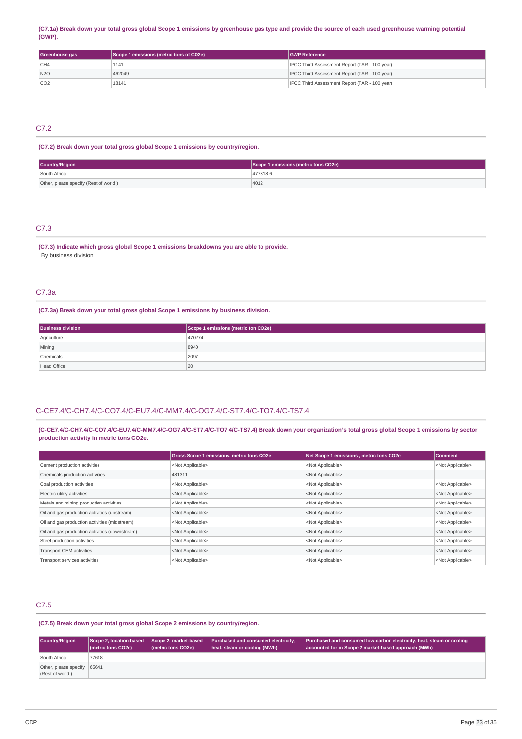**(C7.1a) Break down your total gross global Scope 1 emissions by greenhouse gas type and provide the source of each used greenhouse warming potential (GWP).**

| Greenhouse gas | Scope 1 emissions (metric tons of CO2e) | GWP Reference |
|---|---|---|
| CH4 | 1141 | IPCC Third Assessment Report (TAR - 100 year) |
| N2O | 462049 | IPCC Third Assessment Report (TAR - 100 year) |
| CO2 | 18141 | IPCC Third Assessment Report (TAR - 100 year) |

## C7.2

**(C7.2) Break down your total gross global Scope 1 emissions by country/region.**

| Country/Region | Scope 1 emissions (metric tons CO2e) |
|---|---|
| South Africa | 477318.6 |
| Other, please specify (Rest of world ) | 4012 |

## C7.3

**(C7.3) Indicate which gross global Scope 1 emissions breakdowns you are able to provide.**

By business division

## C7.3a

**(C7.3a) Break down your total gross global Scope 1 emissions by business division.**

| Business division | Scope 1 emissions (metric ton CO2e) |
|---|---|
| Agriculture | 470274 |
| Mining | 8940 |
| Chemicals | 2097 |
| Head Office | 20 |

## C-CE7.4/C-CH7.4/C-CO7.4/C-EU7.4/C-MM7.4/C-OG7.4/C-ST7.4/C-TO7.4/C-TS7.4

**(C-CE7.4/C-CH7.4/C-CO7.4/C-EU7.4/C-MM7.4/C-OG7.4/C-ST7.4/C-TO7.4/C-TS7.4) Break down your organization's total gross global Scope 1 emissions by sector production activity in metric tons CO2e.**

| | Gross Scope 1 emissions, metric tons CO2e | Net Scope 1 emissions , metric tons CO2e | Comment |
|---|---|---|---|
| Cement production activities | <Not Applicable> | <Not Applicable> | <Not Applicable> |
| Chemicals production activities | 481311 | <Not Applicable> | |
| Coal production activities | <Not Applicable> | <Not Applicable> | <Not Applicable> |
| Electric utility activities | <Not Applicable> | <Not Applicable> | <Not Applicable> |
| Metals and mining production activities | <Not Applicable> | <Not Applicable> | <Not Applicable> |
| Oil and gas production activities (upstream) | <Not Applicable> | <Not Applicable> | <Not Applicable> |
| Oil and gas production activities (midstream) | <Not Applicable> | <Not Applicable> | <Not Applicable> |
| Oil and gas production activities (downstream) | <Not Applicable> | <Not Applicable> | <Not Applicable> |
| Steel production activities | <Not Applicable> | <Not Applicable> | <Not Applicable> |
| Transport OEM activities | <Not Applicable> | <Not Applicable> | <Not Applicable> |
| Transport services activities | <Not Applicable> | <Not Applicable> | <Not Applicable> |

## C7.5

**(C7.5) Break down your total gross global Scope 2 emissions by country/region.**

| Country/Region | Scope 2, location-based (metric tons CO2e) | Scope 2, market-based (metric tons CO2e) | Purchased and consumed electricity, heat, steam or cooling (MWh) | Purchased and consumed low-carbon electricity, heat, steam or cooling accounted for in Scope 2 market-based approach (MWh) |
|---|---|---|---|---|
| South Africa | 77618 | | | |
| Other, please specify (Rest of world ) | 65641 | | | |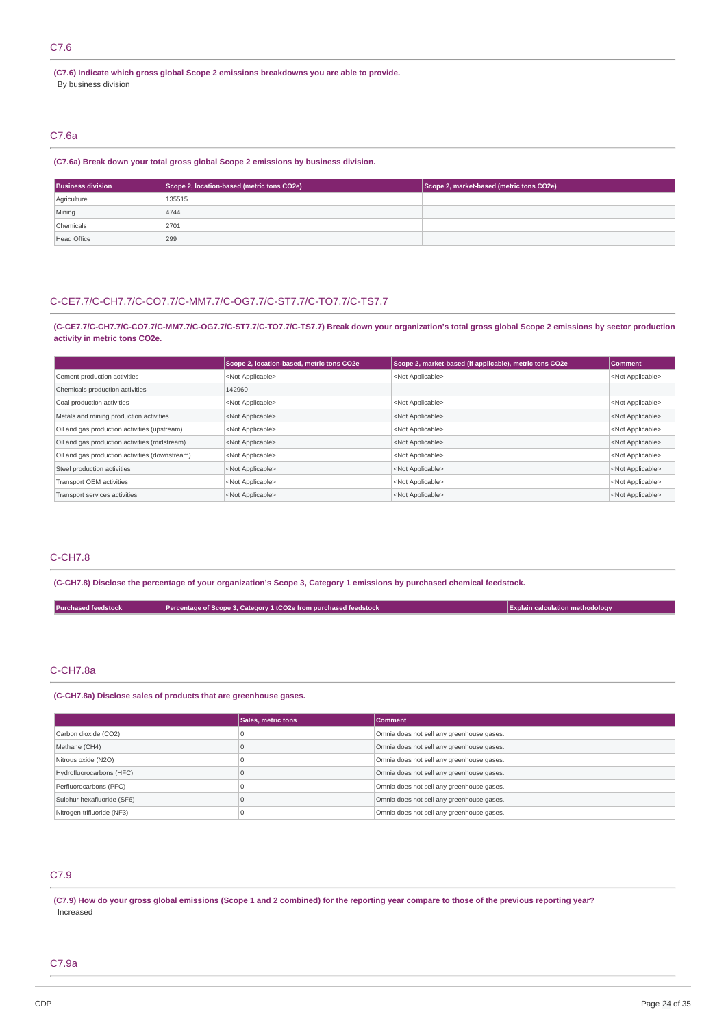## C7.6

**(C7.6) Indicate which gross global Scope 2 emissions breakdowns you are able to provide.**

By business division

## C7.6a

**(C7.6a) Break down your total gross global Scope 2 emissions by business division.**

| Business division | Scope 2, location-based (metric tons CO2e) | Scope 2, market-based (metric tons CO2e) |
|---|---|---|
| Agriculture | 135515 | |
| Mining | 4744 | |
| Chemicals | 2701 | |
| Head Office | 299 | |

## C-CE7.7/C-CH7.7/C-CO7.7/C-MM7.7/C-OG7.7/C-ST7.7/C-TO7.7/C-TS7.7

**(C-CE7.7/C-CH7.7/C-CO7.7/C-MM7.7/C-OG7.7/C-ST7.7/C-TO7.7/C-TS7.7) Break down your organization's total gross global Scope 2 emissions by sector production activity in metric tons CO2e.**

| | Scope 2, location-based, metric tons CO2e | Scope 2, market-based (if applicable), metric tons CO2e | Comment |
|---|---|---|---|
| Cement production activities | <Not Applicable> | <Not Applicable> | <Not Applicable> |
| Chemicals production activities | 142960 | | |
| Coal production activities | <Not Applicable> | <Not Applicable> | <Not Applicable> |
| Metals and mining production activities | <Not Applicable> | <Not Applicable> | <Not Applicable> |
| Oil and gas production activities (upstream) | <Not Applicable> | <Not Applicable> | <Not Applicable> |
| Oil and gas production activities (midstream) | <Not Applicable> | <Not Applicable> | <Not Applicable> |
| Oil and gas production activities (downstream) | <Not Applicable> | <Not Applicable> | <Not Applicable> |
| Steel production activities | <Not Applicable> | <Not Applicable> | <Not Applicable> |
| Transport OEM activities | <Not Applicable> | <Not Applicable> | <Not Applicable> |
| Transport services activities | <Not Applicable> | <Not Applicable> | <Not Applicable> |

## C-CH7.8

**(C-CH7.8) Disclose the percentage of your organization's Scope 3, Category 1 emissions by purchased chemical feedstock.**

| Purchased feedstock | Percentage of Scope 3, Category 1 tCO2e from purchased feedstock | Explain calculation methodology |
|---|---|---|

## C-CH7.8a

**(C-CH7.8a) Disclose sales of products that are greenhouse gases.**

| | Sales, metric tons | Comment |
|---|---|---|
| Carbon dioxide (CO2) | 0 | Omnia does not sell any greenhouse gases. |
| Methane (CH4) | 0 | Omnia does not sell any greenhouse gases. |
| Nitrous oxide (N2O) | 0 | Omnia does not sell any greenhouse gases. |
| Hydrofluorocarbons (HFC) | 0 | Omnia does not sell any greenhouse gases. |
| Perfluorocarbons (PFC) | 0 | Omnia does not sell any greenhouse gases. |
| Sulphur hexafluoride (SF6) | 0 | Omnia does not sell any greenhouse gases. |
| Nitrogen trifluoride (NF3) | 0 | Omnia does not sell any greenhouse gases. |

## C7.9

**(C7.9) How do your gross global emissions (Scope 1 and 2 combined) for the reporting year compare to those of the previous reporting year?**

Increased

## C7.9a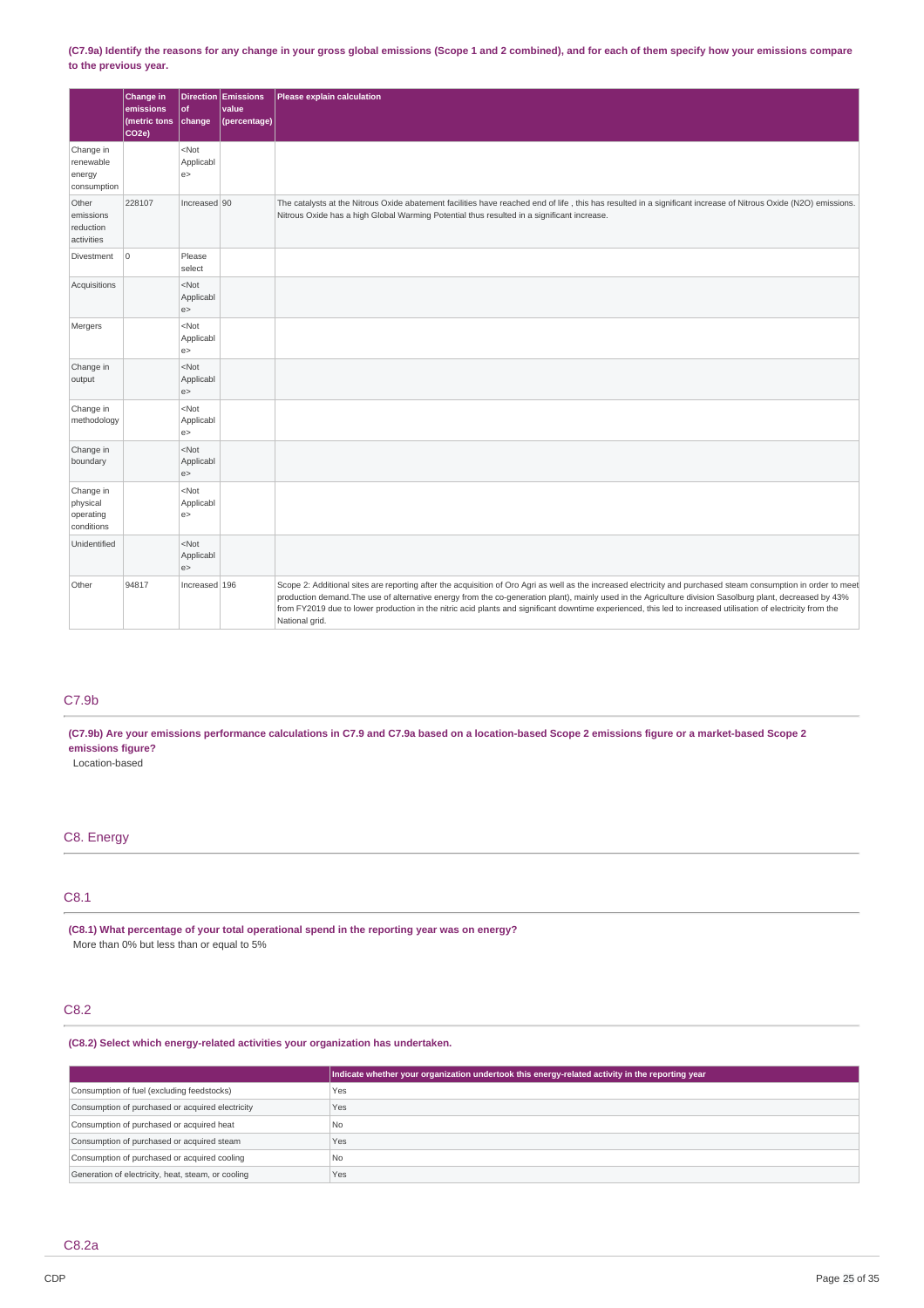**(C7.9a) Identify the reasons for any change in your gross global emissions (Scope 1 and 2 combined), and for each of them specify how your emissions compare to the previous year.**

| | Change in emissions (metric tons CO2e) | Direction of change | Emissions value (percentage) | Please explain calculation |
|---|---|---|---|---|
| Change in renewable energy consumption | | <Not Applicable> | | |
| Other emissions reduction activities | 228107 | Increased | 90 | The catalysts at the Nitrous Oxide abatement facilities have reached end of life , this has resulted in a significant increase of Nitrous Oxide (N2O) emissions. Nitrous Oxide has a high Global Warming Potential thus resulted in a significant increase. |
| Divestment | 0 | Please select | | |
| Acquisitions | | <Not Applicable> | | |
| Mergers | | <Not Applicable> | | |
| Change in output | | <Not Applicable> | | |
| Change in methodology | | <Not Applicable> | | |
| Change in boundary | | <Not Applicable> | | |
| Change in physical operating conditions | | <Not Applicable> | | |
| Unidentified | | <Not Applicable> | | |
| Other | 94817 | Increased | 196 | Scope 2: Additional sites are reporting after the acquisition of Oro Agri as well as the increased electricity and purchased steam consumption in order to meet production demand.The use of alternative energy from the co-generation plant), mainly used in the Agriculture division Sasolburg plant, decreased by 43% from FY2019 due to lower production in the nitric acid plants and significant downtime experienced, this led to increased utilisation of electricity from the National grid. |

## C7.9b

**(C7.9b) Are your emissions performance calculations in C7.9 and C7.9a based on a location-based Scope 2 emissions figure or a market-based Scope 2 emissions figure?**

Location-based

# C8. Energy

## C8.1

**(C8.1) What percentage of your total operational spend in the reporting year was on energy?**

More than 0% but less than or equal to 5%

## C8.2

**(C8.2) Select which energy-related activities your organization has undertaken.**

| | Indicate whether your organization undertook this energy-related activity in the reporting year |
|---|---|
| Consumption of fuel (excluding feedstocks) | Yes |
| Consumption of purchased or acquired electricity | Yes |
| Consumption of purchased or acquired heat | No |
| Consumption of purchased or acquired steam | Yes |
| Consumption of purchased or acquired cooling | No |
| Generation of electricity, heat, steam, or cooling | Yes |

## C8.2a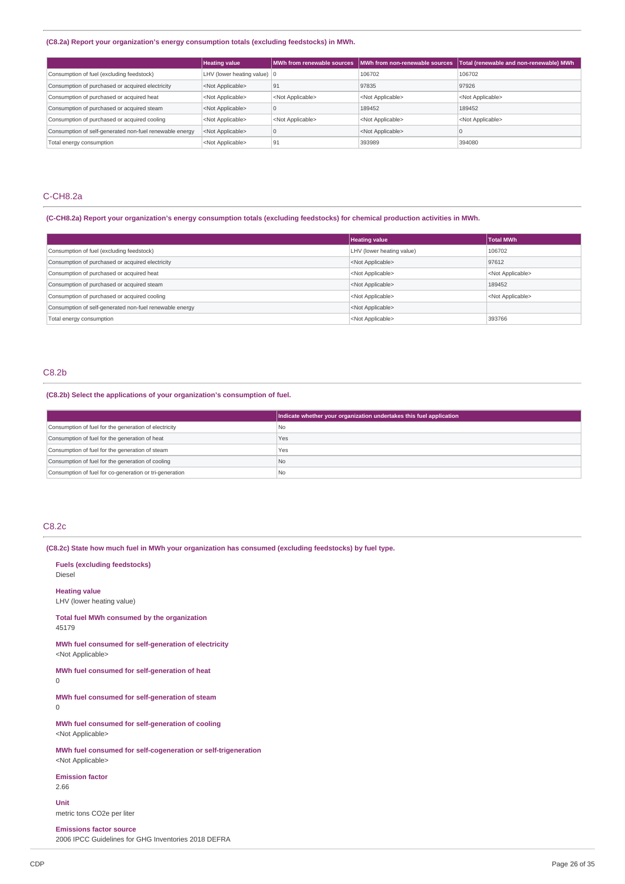**(C8.2a) Report your organization's energy consumption totals (excluding feedstocks) in MWh.**

| | Heating value | MWh from renewable sources | MWh from non-renewable sources | Total (renewable and non-renewable) MWh |
|---|---|---|---|---|
| Consumption of fuel (excluding feedstock) | LHV (lower heating value) | 0 | 106702 | 106702 |
| Consumption of purchased or acquired electricity | <Not Applicable> | 91 | 97835 | 97926 |
| Consumption of purchased or acquired heat | <Not Applicable> | <Not Applicable> | <Not Applicable> | <Not Applicable> |
| Consumption of purchased or acquired steam | <Not Applicable> | 0 | 189452 | 189452 |
| Consumption of purchased or acquired cooling | <Not Applicable> | <Not Applicable> | <Not Applicable> | <Not Applicable> |
| Consumption of self-generated non-fuel renewable energy | <Not Applicable> | 0 | <Not Applicable> | 0 |
| Total energy consumption | <Not Applicable> | 91 | 393989 | 394080 |

## C-CH8.2a

**(C-CH8.2a) Report your organization's energy consumption totals (excluding feedstocks) for chemical production activities in MWh.**

| | Heating value | Total MWh |
|---|---|---|
| Consumption of fuel (excluding feedstock) | LHV (lower heating value) | 106702 |
| Consumption of purchased or acquired electricity | <Not Applicable> | 97612 |
| Consumption of purchased or acquired heat | <Not Applicable> | <Not Applicable> |
| Consumption of purchased or acquired steam | <Not Applicable> | 189452 |
| Consumption of purchased or acquired cooling | <Not Applicable> | <Not Applicable> |
| Consumption of self-generated non-fuel renewable energy | <Not Applicable> | |
| Total energy consumption | <Not Applicable> | 393766 |

## C8.2b

**(C8.2b) Select the applications of your organization's consumption of fuel.**

| | Indicate whether your organization undertakes this fuel application |
|---|---|
| Consumption of fuel for the generation of electricity | No |
| Consumption of fuel for the generation of heat | Yes |
| Consumption of fuel for the generation of steam | Yes |
| Consumption of fuel for the generation of cooling | No |
| Consumption of fuel for co-generation or tri-generation | No |

## C8.2c

**(C8.2c) State how much fuel in MWh your organization has consumed (excluding feedstocks) by fuel type.**

**Fuels (excluding feedstocks)**
Diesel

**Heating value**
LHV (lower heating value)

**Total fuel MWh consumed by the organization**
45179

**MWh fuel consumed for self-generation of electricity**
<Not Applicable>

**MWh fuel consumed for self-generation of heat**
0

**MWh fuel consumed for self-generation of steam**
0

**MWh fuel consumed for self-generation of cooling**
<Not Applicable>

**MWh fuel consumed for self-cogeneration or self-trigeneration**
<Not Applicable>

**Emission factor**
2.66

**Unit**
metric tons CO2e per liter

**Emissions factor source**
2006 IPCC Guidelines for GHG Inventories 2018 DEFRA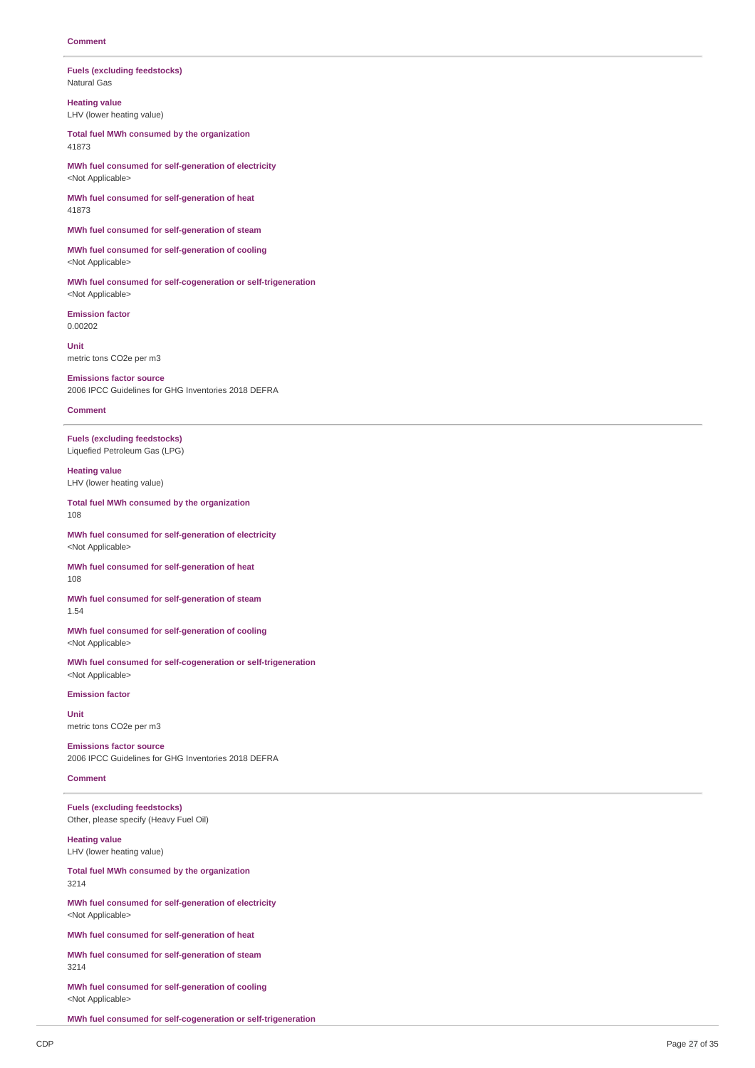**Comment**

---

**Fuels (excluding feedstocks)**
Natural Gas

**Heating value**
LHV (lower heating value)

**Total fuel MWh consumed by the organization**
41873

**MWh fuel consumed for self-generation of electricity**
<Not Applicable>

**MWh fuel consumed for self-generation of heat**
41873

**MWh fuel consumed for self-generation of steam**

**MWh fuel consumed for self-generation of cooling**
<Not Applicable>

**MWh fuel consumed for self-cogeneration or self-trigeneration**
<Not Applicable>

**Emission factor**
0.00202

**Unit**
metric tons CO2e per m3

**Emissions factor source**
2006 IPCC Guidelines for GHG Inventories 2018 DEFRA

**Comment**

---

**Fuels (excluding feedstocks)**
Liquefied Petroleum Gas (LPG)

**Heating value**
LHV (lower heating value)

**Total fuel MWh consumed by the organization**
108

**MWh fuel consumed for self-generation of electricity**
<Not Applicable>

**MWh fuel consumed for self-generation of heat**
108

**MWh fuel consumed for self-generation of steam**
1.54

**MWh fuel consumed for self-generation of cooling**
<Not Applicable>

**MWh fuel consumed for self-cogeneration or self-trigeneration**
<Not Applicable>

**Emission factor**

**Unit**
metric tons CO2e per m3

**Emissions factor source**
2006 IPCC Guidelines for GHG Inventories 2018 DEFRA

**Comment**

---

**Fuels (excluding feedstocks)**
Other, please specify (Heavy Fuel Oil)

**Heating value**
LHV (lower heating value)

**Total fuel MWh consumed by the organization**
3214

**MWh fuel consumed for self-generation of electricity**
<Not Applicable>

**MWh fuel consumed for self-generation of heat**

**MWh fuel consumed for self-generation of steam**
3214

**MWh fuel consumed for self-generation of cooling**
<Not Applicable>

**MWh fuel consumed for self-cogeneration or self-trigeneration**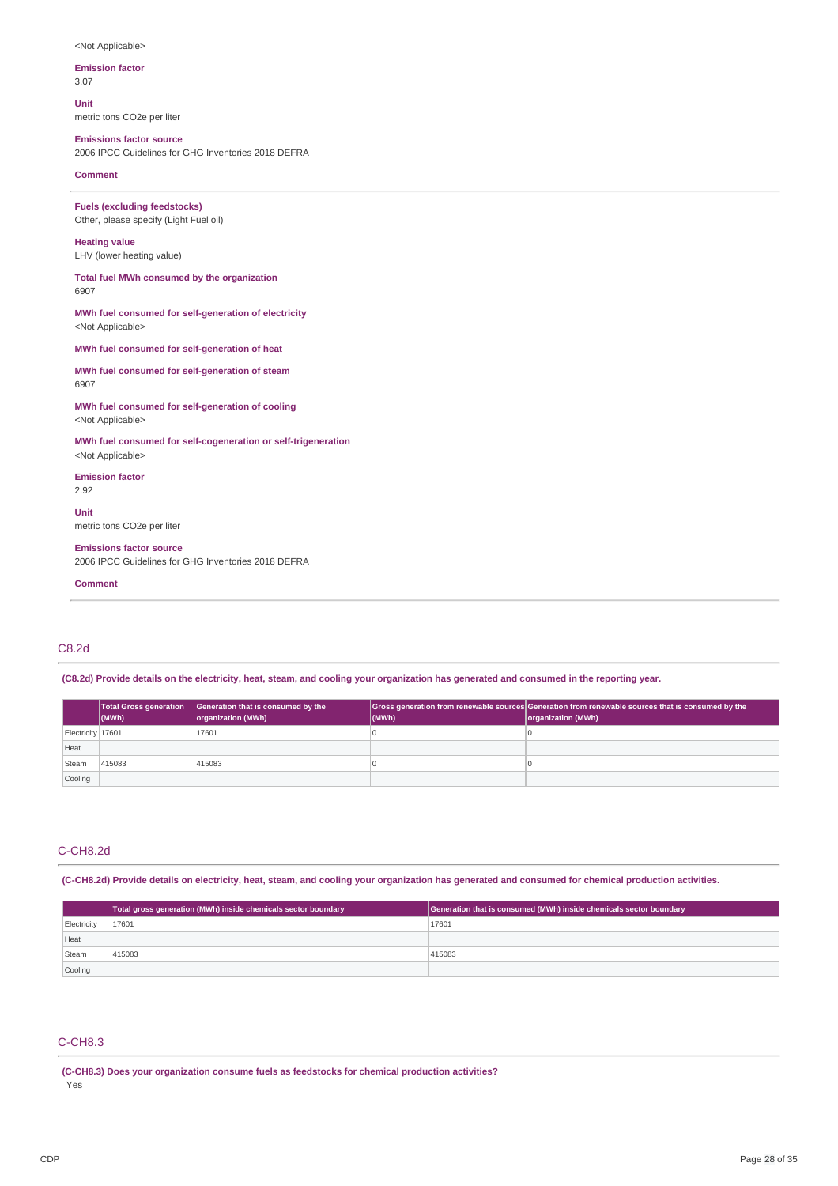<Not Applicable>

**Emission factor**

3.07

**Unit**

metric tons CO2e per liter

**Emissions factor source**

2006 IPCC Guidelines for GHG Inventories 2018 DEFRA

**Comment**

---

**Fuels (excluding feedstocks)**

Other, please specify (Light Fuel oil)

**Heating value**

LHV (lower heating value)

**Total fuel MWh consumed by the organization**

6907

**MWh fuel consumed for self-generation of electricity**

<Not Applicable>

**MWh fuel consumed for self-generation of heat**

**MWh fuel consumed for self-generation of steam**

6907

**MWh fuel consumed for self-generation of cooling**

<Not Applicable>

**MWh fuel consumed for self-cogeneration or self-trigeneration**

<Not Applicable>

**Emission factor**

2.92

**Unit**

metric tons CO2e per liter

**Emissions factor source**

2006 IPCC Guidelines for GHG Inventories 2018 DEFRA

**Comment**

---

## C8.2d

**(C8.2d) Provide details on the electricity, heat, steam, and cooling your organization has generated and consumed in the reporting year.**

| | Total Gross generation (MWh) | Generation that is consumed by the organization (MWh) | Gross generation from renewable sources (MWh) | Generation from renewable sources that is consumed by the organization (MWh) |
|---|---|---|---|---|
| Electricity | 17601 | 17601 | 0 | 0 |
| Heat | | | | |
| Steam | 415083 | 415083 | 0 | 0 |
| Cooling | | | | |

## C-CH8.2d

**(C-CH8.2d) Provide details on electricity, heat, steam, and cooling your organization has generated and consumed for chemical production activities.**

| | Total gross generation (MWh) inside chemicals sector boundary | Generation that is consumed (MWh) inside chemicals sector boundary |
|---|---|---|
| Electricity | 17601 | 17601 |
| Heat | | |
| Steam | 415083 | 415083 |
| Cooling | | |

## C-CH8.3

**(C-CH8.3) Does your organization consume fuels as feedstocks for chemical production activities?**

Yes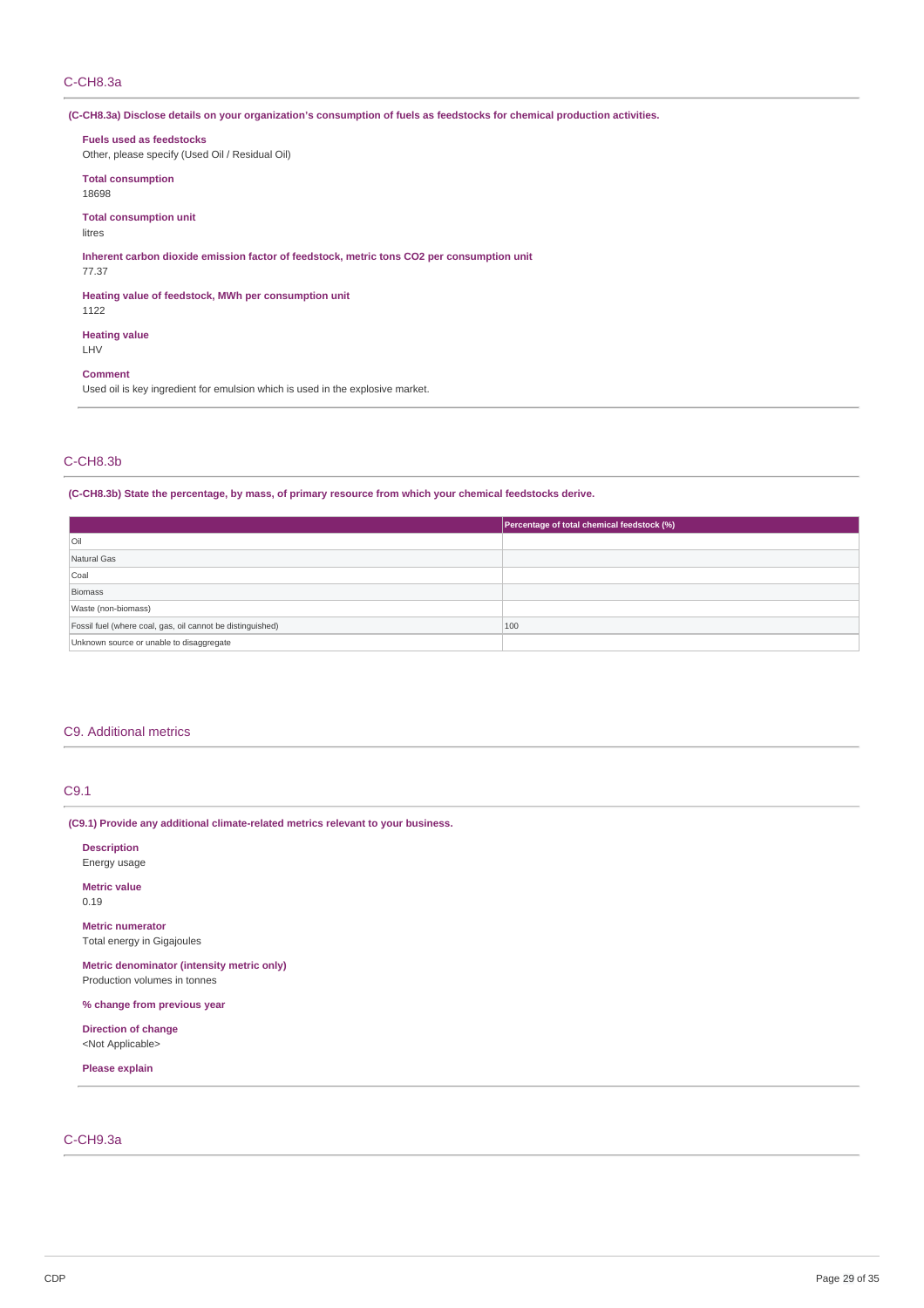## C-CH8.3a

**(C-CH8.3a) Disclose details on your organization's consumption of fuels as feedstocks for chemical production activities.**

**Fuels used as feedstocks**
Other, please specify (Used Oil / Residual Oil)

**Total consumption**
18698

**Total consumption unit**
litres

**Inherent carbon dioxide emission factor of feedstock, metric tons CO2 per consumption unit**
77.37

**Heating value of feedstock, MWh per consumption unit**
1122

**Heating value**
LHV

**Comment**
Used oil is key ingredient for emulsion which is used in the explosive market.

## C-CH8.3b

**(C-CH8.3b) State the percentage, by mass, of primary resource from which your chemical feedstocks derive.**

| | Percentage of total chemical feedstock (%) |
|---|---|
| Oil | |
| Natural Gas | |
| Coal | |
| Biomass | |
| Waste (non-biomass) | |
| Fossil fuel (where coal, gas, oil cannot be distinguished) | 100 |
| Unknown source or unable to disaggregate | |

# C9. Additional metrics

## C9.1

**(C9.1) Provide any additional climate-related metrics relevant to your business.**

**Description**
Energy usage

**Metric value**
0.19

**Metric numerator**
Total energy in Gigajoules

**Metric denominator (intensity metric only)**
Production volumes in tonnes

**% change from previous year**

**Direction of change**
<Not Applicable>

**Please explain**

## C-CH9.3a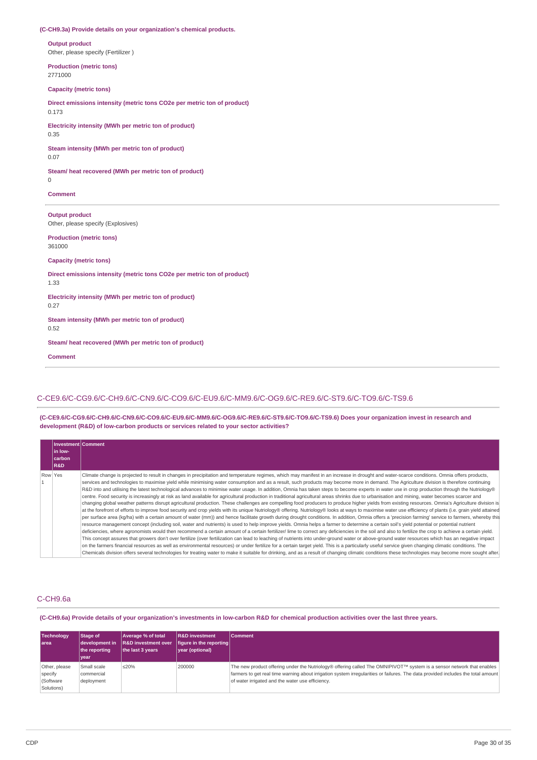**(C-CH9.3a) Provide details on your organization's chemical products.**

**Output product**
Other, please specify (Fertilizer )

**Production (metric tons)**
2771000

**Capacity (metric tons)**

**Direct emissions intensity (metric tons CO2e per metric ton of product)**
0.173

**Electricity intensity (MWh per metric ton of product)**
0.35

**Steam intensity (MWh per metric ton of product)**
0.07

**Steam/ heat recovered (MWh per metric ton of product)**
0

**Comment**

---

**Output product**
Other, please specify (Explosives)

**Production (metric tons)**
361000

**Capacity (metric tons)**

**Direct emissions intensity (metric tons CO2e per metric ton of product)**
1.33

**Electricity intensity (MWh per metric ton of product)**
0.27

**Steam intensity (MWh per metric ton of product)**
0.52

**Steam/ heat recovered (MWh per metric ton of product)**

**Comment**

---

## C-CE9.6/C-CG9.6/C-CH9.6/C-CN9.6/C-CO9.6/C-EU9.6/C-MM9.6/C-OG9.6/C-RE9.6/C-ST9.6/C-TO9.6/C-TS9.6

**(C-CE9.6/C-CG9.6/C-CH9.6/C-CN9.6/C-CO9.6/C-EU9.6/C-MM9.6/C-OG9.6/C-RE9.6/C-ST9.6/C-TO9.6/C-TS9.6) Does your organization invest in research and development (R&D) of low-carbon products or services related to your sector activities?**

| | Investment in low-carbon R&D | Comment |
|---|---|---|
| Row 1 | Yes | Climate change is projected to result in changes in precipitation and temperature regimes, which may manifest in an increase in drought and water-scarce conditions. Omnia offers products, services and technologies to maximise yield while minimising water consumption and as a result, such products may become more in demand. The Agriculture division is therefore continuing R&D into and utilising the latest technological advances to minimise water usage. In addition, Omnia has taken steps to become experts in water use in crop production through the Nutriology® centre. Food security is increasingly at risk as land available for agricultural production in traditional agricultural areas shrinks due to urbanisation and mining, water becomes scarcer and changing global weather patterns disrupt agricultural production. These challenges are compelling food producers to produce higher yields from existing resources. Omnia's Agriculture division is at the forefront of efforts to improve food security and crop yields with its unique Nutriology® offering. Nutriology® looks at ways to maximise water use efficiency of plants (i.e. grain yield attained per surface area (kg/ha) with a certain amount of water (mm)) and hence facilitate growth during drought conditions. In addition, Omnia offers a 'precision farming' service to farmers, whereby this resource management concept (including soil, water and nutrients) is used to help improve yields. Omnia helps a farmer to determine a certain soil's yield potential or potential nutrient deficiencies, where agronomists would then recommend a certain amount of a certain fertilizer/ lime to correct any deficiencies in the soil and also to fertilize the crop to achieve a certain yield. This concept assures that growers don't over fertilize (over fertilization can lead to leaching of nutrients into under-ground water or above-ground water resources which has an negative impact on the farmers financial resources as well as environmental resources) or under fertilize for a certain target yield. This is a particularly useful service given changing climatic conditions. The Chemicals division offers several technologies for treating water to make it suitable for drinking, and as a result of changing climatic conditions these technologies may become more sought after. |

## C-CH9.6a

**(C-CH9.6a) Provide details of your organization's investments in low-carbon R&D for chemical production activities over the last three years.**

| Technology area | Stage of development in the reporting year | Average % of total R&D investment over the last 3 years | R&D investment figure in the reporting year (optional) | Comment |
|---|---|---|---|---|
| Other, please specify (Software Solutions) | Small scale commercial deployment | ≤20% | 200000 | The new product offering under the Nutriology® offering called The OMNIPIVOT™ system is a sensor network that enables farmers to get real time warning about irrigation system irregularities or failures. The data provided includes the total amount of water irrigated and the water use efficiency. |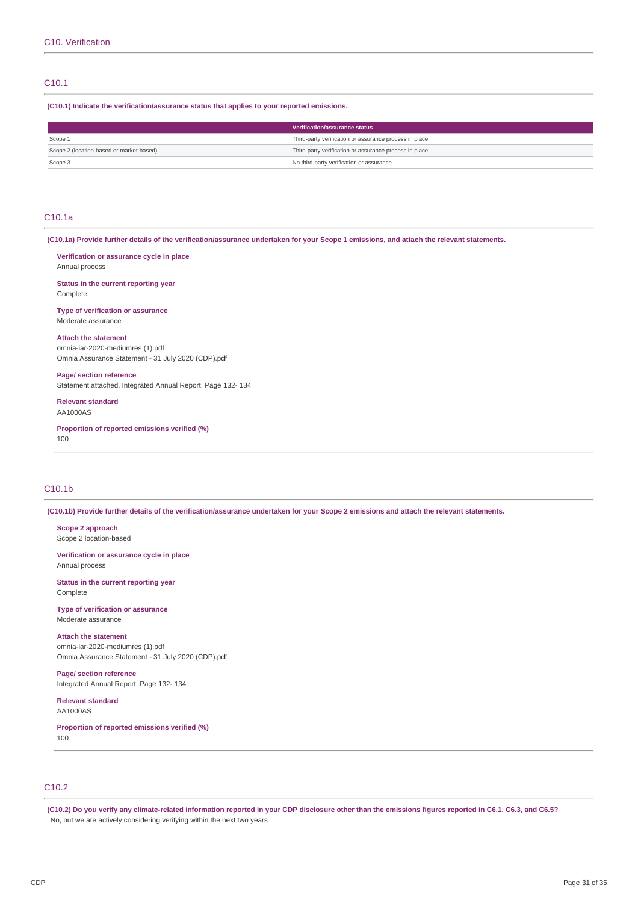## C10. Verification

### C10.1

**(C10.1) Indicate the verification/assurance status that applies to your reported emissions.**

| | Verification/assurance status |
|---|---|
| Scope 1 | Third-party verification or assurance process in place |
| Scope 2 (location-based or market-based) | Third-party verification or assurance process in place |
| Scope 3 | No third-party verification or assurance |

### C10.1a

**(C10.1a) Provide further details of the verification/assurance undertaken for your Scope 1 emissions, and attach the relevant statements.**

**Verification or assurance cycle in place**
Annual process

**Status in the current reporting year**
Complete

**Type of verification or assurance**
Moderate assurance

**Attach the statement**
omnia-iar-2020-mediumres (1).pdf
Omnia Assurance Statement - 31 July 2020 (CDP).pdf

**Page/ section reference**
Statement attached. Integrated Annual Report. Page 132- 134

**Relevant standard**
AA1000AS

**Proportion of reported emissions verified (%)**
100

### C10.1b

**(C10.1b) Provide further details of the verification/assurance undertaken for your Scope 2 emissions and attach the relevant statements.**

**Scope 2 approach**
Scope 2 location-based

**Verification or assurance cycle in place**
Annual process

**Status in the current reporting year**
Complete

**Type of verification or assurance**
Moderate assurance

**Attach the statement**
omnia-iar-2020-mediumres (1).pdf
Omnia Assurance Statement - 31 July 2020 (CDP).pdf

**Page/ section reference**
Integrated Annual Report. Page 132- 134

**Relevant standard**
AA1000AS

**Proportion of reported emissions verified (%)**
100

### C10.2

**(C10.2) Do you verify any climate-related information reported in your CDP disclosure other than the emissions figures reported in C6.1, C6.3, and C6.5?**
No, but we are actively considering verifying within the next two years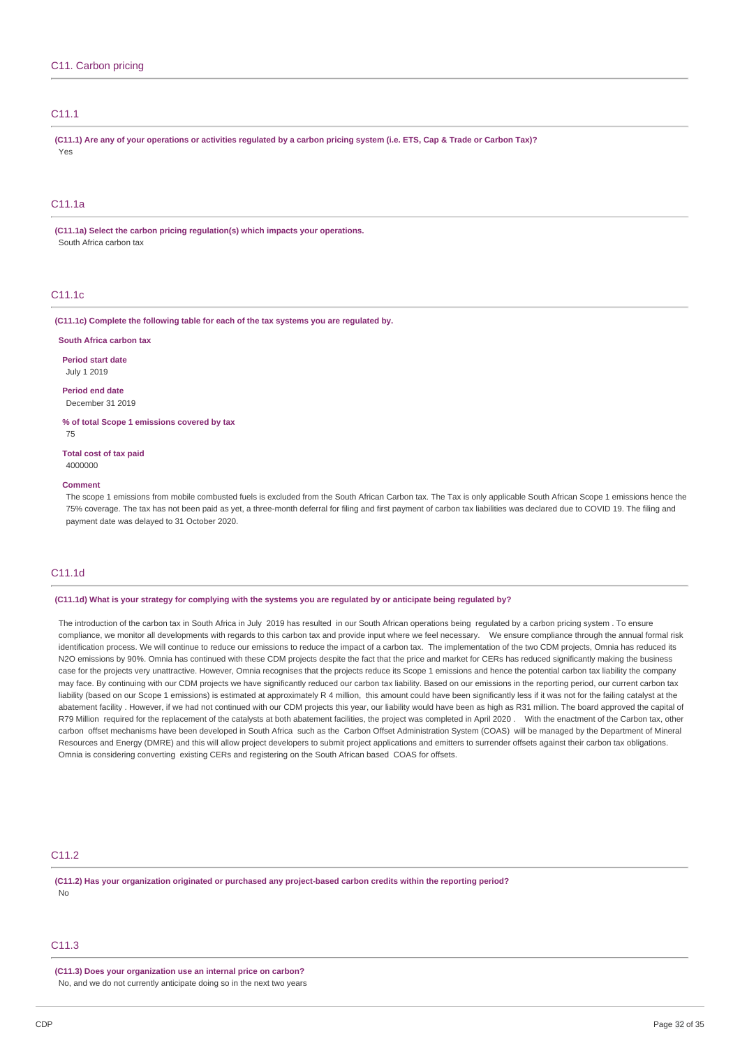## C11. Carbon pricing

### C11.1

**(C11.1) Are any of your operations or activities regulated by a carbon pricing system (i.e. ETS, Cap & Trade or Carbon Tax)?**

Yes

### C11.1a

**(C11.1a) Select the carbon pricing regulation(s) which impacts your operations.**

South Africa carbon tax

### C11.1c

**(C11.1c) Complete the following table for each of the tax systems you are regulated by.**

**South Africa carbon tax**

**Period start date**

July 1 2019

**Period end date**

December 31 2019

**% of total Scope 1 emissions covered by tax**

75

**Total cost of tax paid**

4000000

**Comment**

The scope 1 emissions from mobile combusted fuels is excluded from the South African Carbon tax. The Tax is only applicable South African Scope 1 emissions hence the 75% coverage. The tax has not been paid as yet, a three-month deferral for filing and first payment of carbon tax liabilities was declared due to COVID 19. The filing and payment date was delayed to 31 October 2020.

### C11.1d

**(C11.1d) What is your strategy for complying with the systems you are regulated by or anticipate being regulated by?**

The introduction of the carbon tax in South Africa in July 2019 has resulted in our South African operations being regulated by a carbon pricing system . To ensure compliance, we monitor all developments with regards to this carbon tax and provide input where we feel necessary. We ensure compliance through the annual formal risk identification process. We will continue to reduce our emissions to reduce the impact of a carbon tax. The implementation of the two CDM projects, Omnia has reduced its N2O emissions by 90%. Omnia has continued with these CDM projects despite the fact that the price and market for CERs has reduced significantly making the business case for the projects very unattractive. However, Omnia recognises that the projects reduce its Scope 1 emissions and hence the potential carbon tax liability the company may face. By continuing with our CDM projects we have significantly reduced our carbon tax liability. Based on our emissions in the reporting period, our current carbon tax liability (based on our Scope 1 emissions) is estimated at approximately R 4 million, this amount could have been significantly less if it was not for the failing catalyst at the abatement facility . However, if we had not continued with our CDM projects this year, our liability would have been as high as R31 million. The board approved the capital of R79 Million required for the replacement of the catalysts at both abatement facilities, the project was completed in April 2020 . With the enactment of the Carbon tax, other carbon offset mechanisms have been developed in South Africa such as the Carbon Offset Administration System (COAS) will be managed by the Department of Mineral Resources and Energy (DMRE) and this will allow project developers to submit project applications and emitters to surrender offsets against their carbon tax obligations. Omnia is considering converting existing CERs and registering on the South African based COAS for offsets.

### C11.2

**(C11.2) Has your organization originated or purchased any project-based carbon credits within the reporting period?**

No

### C11.3

**(C11.3) Does your organization use an internal price on carbon?**

No, and we do not currently anticipate doing so in the next two years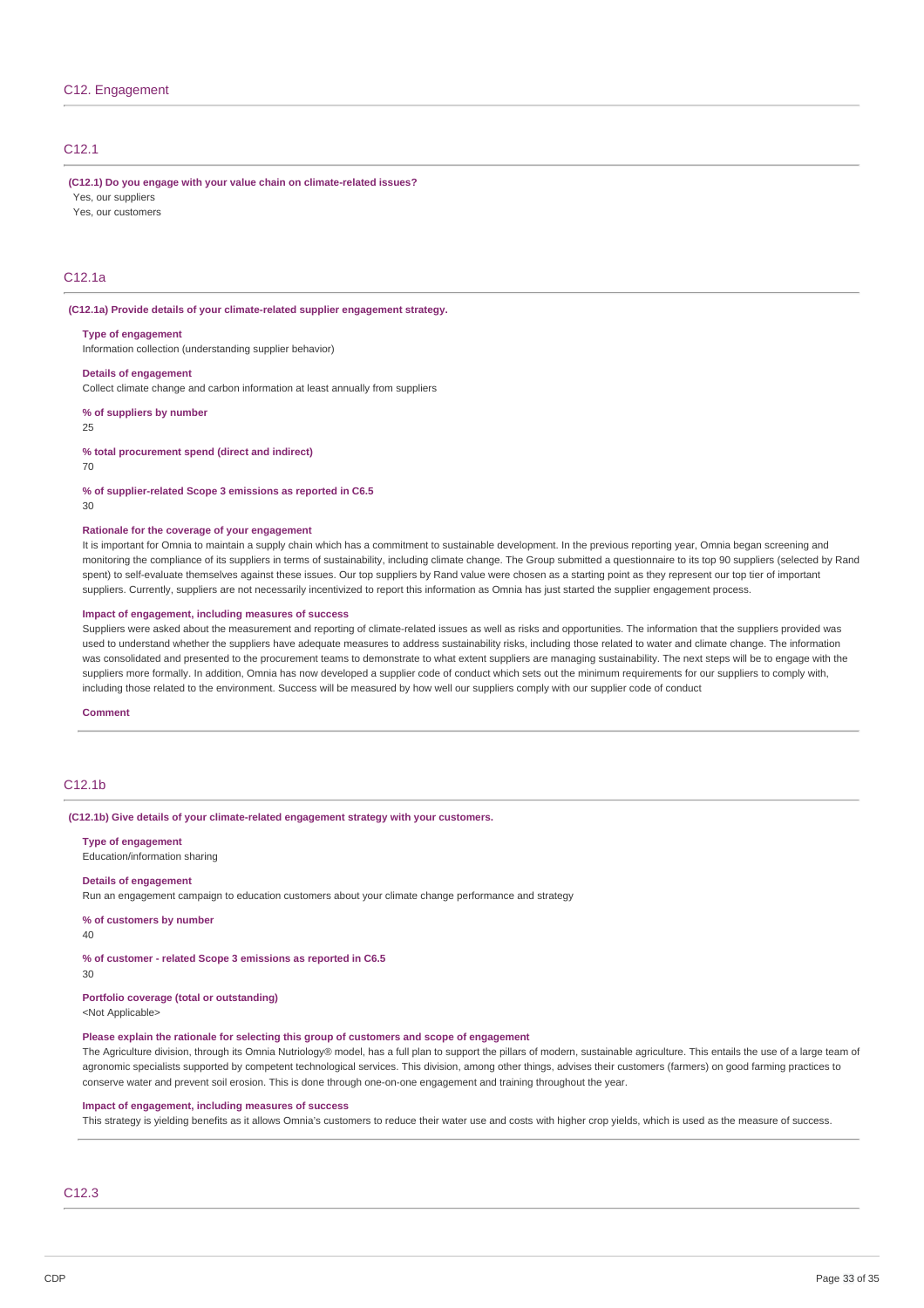## C12. Engagement

### C12.1

**(C12.1) Do you engage with your value chain on climate-related issues?**

Yes, our suppliers

Yes, our customers

### C12.1a

**(C12.1a) Provide details of your climate-related supplier engagement strategy.**

**Type of engagement**

Information collection (understanding supplier behavior)

**Details of engagement**

Collect climate change and carbon information at least annually from suppliers

**% of suppliers by number**

25

**% total procurement spend (direct and indirect)**

70

**% of supplier-related Scope 3 emissions as reported in C6.5**

30

**Rationale for the coverage of your engagement**

It is important for Omnia to maintain a supply chain which has a commitment to sustainable development. In the previous reporting year, Omnia began screening and monitoring the compliance of its suppliers in terms of sustainability, including climate change. The Group submitted a questionnaire to its top 90 suppliers (selected by Rand spent) to self-evaluate themselves against these issues. Our top suppliers by Rand value were chosen as a starting point as they represent our top tier of important suppliers. Currently, suppliers are not necessarily incentivized to report this information as Omnia has just started the supplier engagement process.

**Impact of engagement, including measures of success**

Suppliers were asked about the measurement and reporting of climate-related issues as well as risks and opportunities. The information that the suppliers provided was used to understand whether the suppliers have adequate measures to address sustainability risks, including those related to water and climate change. The information was consolidated and presented to the procurement teams to demonstrate to what extent suppliers are managing sustainability. The next steps will be to engage with the suppliers more formally. In addition, Omnia has now developed a supplier code of conduct which sets out the minimum requirements for our suppliers to comply with, including those related to the environment. Success will be measured by how well our suppliers comply with our supplier code of conduct

**Comment**

### C12.1b

**(C12.1b) Give details of your climate-related engagement strategy with your customers.**

**Type of engagement**

Education/information sharing

**Details of engagement**

Run an engagement campaign to education customers about your climate change performance and strategy

**% of customers by number**

40

**% of customer - related Scope 3 emissions as reported in C6.5**

30

**Portfolio coverage (total or outstanding)**

<Not Applicable>

**Please explain the rationale for selecting this group of customers and scope of engagement**

The Agriculture division, through its Omnia Nutriology® model, has a full plan to support the pillars of modern, sustainable agriculture. This entails the use of a large team of agronomic specialists supported by competent technological services. This division, among other things, advises their customers (farmers) on good farming practices to conserve water and prevent soil erosion. This is done through one-on-one engagement and training throughout the year.

**Impact of engagement, including measures of success**

This strategy is yielding benefits as it allows Omnia's customers to reduce their water use and costs with higher crop yields, which is used as the measure of success.

### C12.3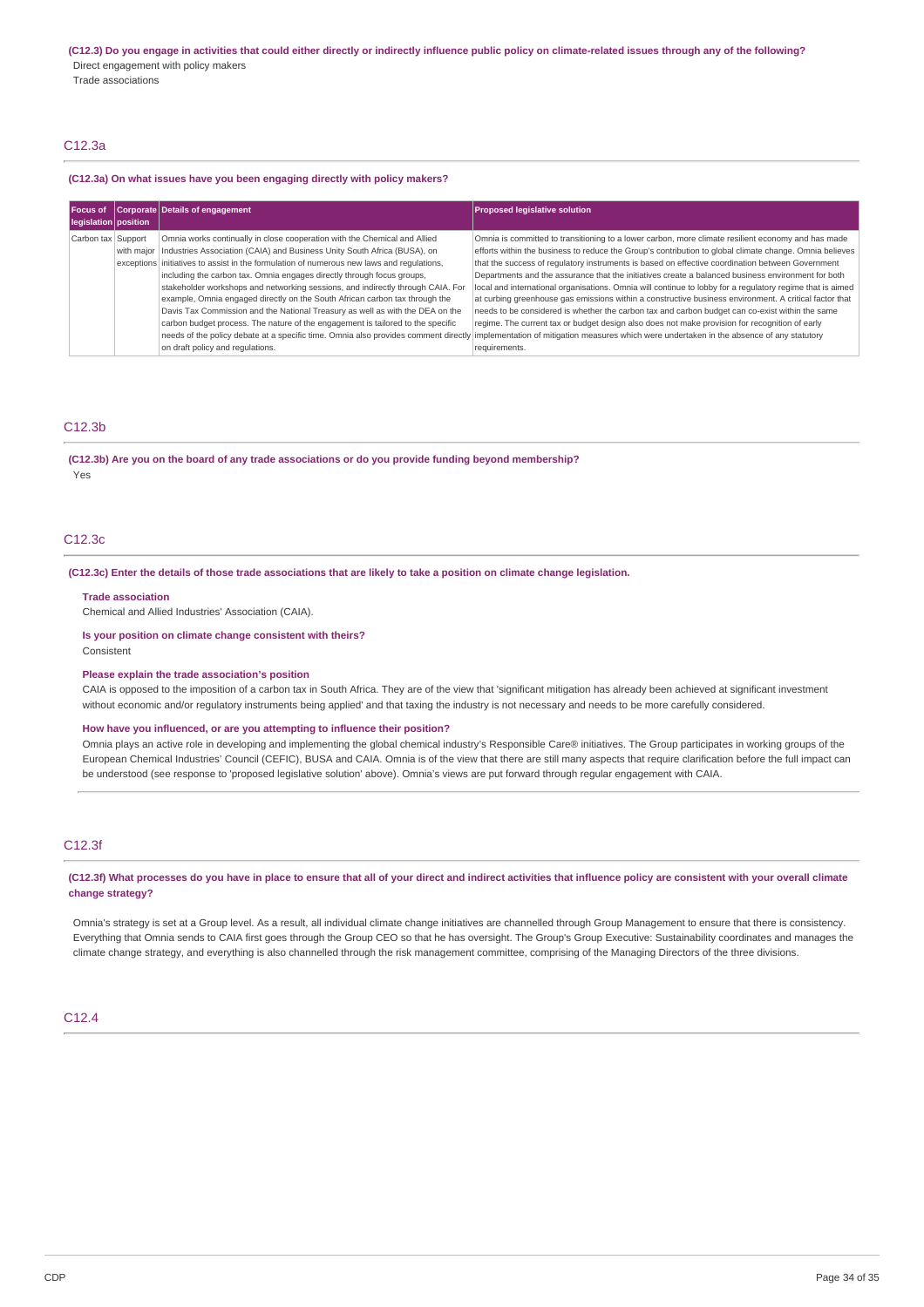**(C12.3) Do you engage in activities that could either directly or indirectly influence public policy on climate-related issues through any of the following?**

Direct engagement with policy makers

Trade associations

## C12.3a

**(C12.3a) On what issues have you been engaging directly with policy makers?**

| Focus of legislation | Corporate position | Details of engagement | Proposed legislative solution |
|---|---|---|---|
| Carbon tax | Support with major exceptions | Omnia works continually in close cooperation with the Chemical and Allied Industries Association (CAIA) and Business Unity South Africa (BUSA), on initiatives to assist in the formulation of numerous new laws and regulations, including the carbon tax. Omnia engages directly through focus groups, stakeholder workshops and networking sessions, and indirectly through CAIA. For example, Omnia engaged directly on the South African carbon tax through the Davis Tax Commission and the National Treasury as well as with the DEA on the carbon budget process. The nature of the engagement is tailored to the specific needs of the policy debate at a specific time. Omnia also provides comment directly on draft policy and regulations. | Omnia is committed to transitioning to a lower carbon, more climate resilient economy and has made efforts within the business to reduce the Group's contribution to global climate change. Omnia believes that the success of regulatory instruments is based on effective coordination between Government Departments and the assurance that the initiatives create a balanced business environment for both local and international organisations. Omnia will continue to lobby for a regulatory regime that is aimed at curbing greenhouse gas emissions within a constructive business environment. A critical factor that needs to be considered is whether the carbon tax and carbon budget can co-exist within the same regime. The current tax or budget design also does not make provision for recognition of early implementation of mitigation measures which were undertaken in the absence of any statutory requirements. |

## C12.3b

**(C12.3b) Are you on the board of any trade associations or do you provide funding beyond membership?**

Yes

## C12.3c

**(C12.3c) Enter the details of those trade associations that are likely to take a position on climate change legislation.**

**Trade association**

Chemical and Allied Industries' Association (CAIA).

**Is your position on climate change consistent with theirs?**

Consistent

**Please explain the trade association's position**

CAIA is opposed to the imposition of a carbon tax in South Africa. They are of the view that 'significant mitigation has already been achieved at significant investment without economic and/or regulatory instruments being applied' and that taxing the industry is not necessary and needs to be more carefully considered.

**How have you influenced, or are you attempting to influence their position?**

Omnia plays an active role in developing and implementing the global chemical industry's Responsible Care® initiatives. The Group participates in working groups of the European Chemical Industries' Council (CEFIC), BUSA and CAIA. Omnia is of the view that there are still many aspects that require clarification before the full impact can be understood (see response to 'proposed legislative solution' above). Omnia's views are put forward through regular engagement with CAIA.

## C12.3f

**(C12.3f) What processes do you have in place to ensure that all of your direct and indirect activities that influence policy are consistent with your overall climate change strategy?**

Omnia's strategy is set at a Group level. As a result, all individual climate change initiatives are channelled through Group Management to ensure that there is consistency. Everything that Omnia sends to CAIA first goes through the Group CEO so that he has oversight. The Group's Group Executive: Sustainability coordinates and manages the climate change strategy, and everything is also channelled through the risk management committee, comprising of the Managing Directors of the three divisions.

## C12.4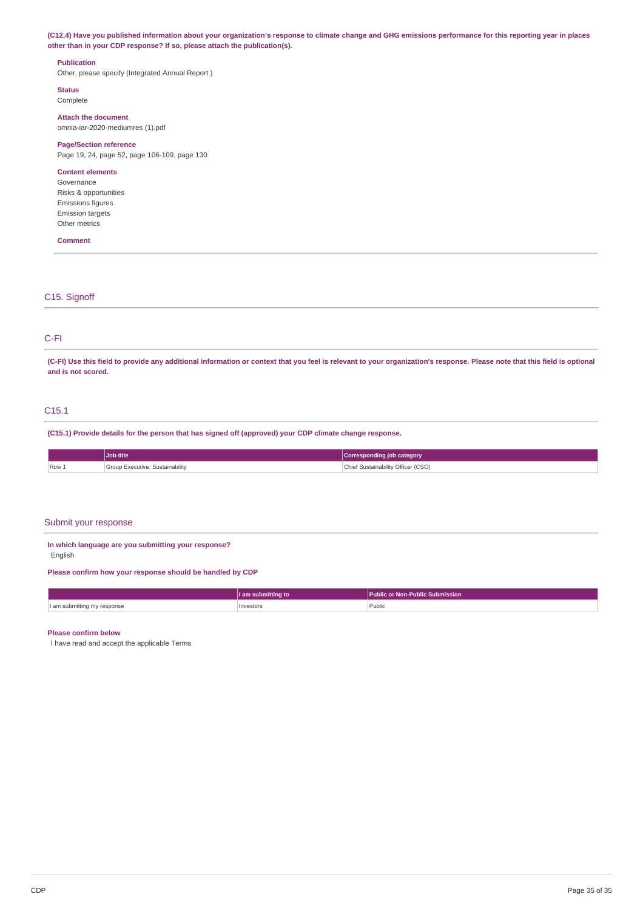**(C12.4) Have you published information about your organization's response to climate change and GHG emissions performance for this reporting year in places other than in your CDP response? If so, please attach the publication(s).**

**Publication**
Other, please specify (Integrated Annual Report )

**Status**
Complete

**Attach the document**
omnia-iar-2020-mediumres (1).pdf

**Page/Section reference**
Page 19, 24, page 52, page 106-109, page 130

**Content elements**
Governance
Risks & opportunities
Emissions figures
Emission targets
Other metrics

**Comment**

## C15. Signoff

### C-FI

**(C-FI) Use this field to provide any additional information or context that you feel is relevant to your organization's response. Please note that this field is optional and is not scored.**

### C15.1

**(C15.1) Provide details for the person that has signed off (approved) your CDP climate change response.**

| | Job title | Corresponding job category |
|---|---|---|
| Row 1 | Group Executive: Sustainability | Chief Sustainability Officer (CSO) |

## Submit your response

**In which language are you submitting your response?**
English

**Please confirm how your response should be handled by CDP**

| | I am submitting to | Public or Non-Public Submission |
|---|---|---|
| I am submitting my response | Investors | Public |

**Please confirm below**
I have read and accept the applicable Terms